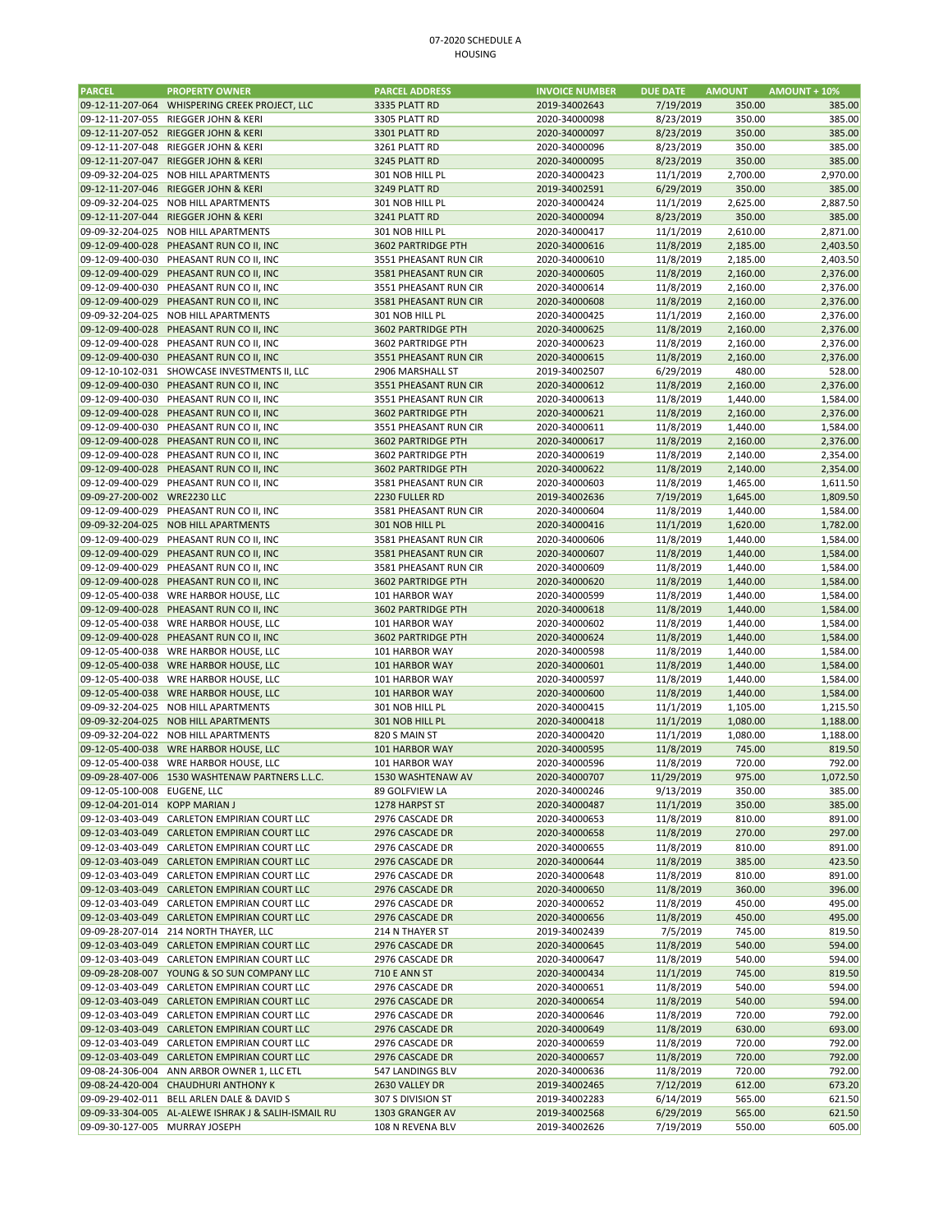# 07-2020 SCHEDULE A

## HOUSING

| PARCEL | PROPERTY OWNER | PARCEL ADDRESS | INVOICE NUMBER | DUE DATE | AMOUNT | AMOUNT + 10% |
|---|---|---|---|---|---|---|
| 09-12-11-207-064 | WHISPERING CREEK PROJECT, LLC | 3335 PLATT RD | 2019-34002643 | 7/19/2019 | 350.00 | 385.00 |
| 09-12-11-207-055 | RIEGGER JOHN & KERI | 3305 PLATT RD | 2020-34000098 | 8/23/2019 | 350.00 | 385.00 |
| 09-12-11-207-052 | RIEGGER JOHN & KERI | 3301 PLATT RD | 2020-34000097 | 8/23/2019 | 350.00 | 385.00 |
| 09-12-11-207-048 | RIEGGER JOHN & KERI | 3261 PLATT RD | 2020-34000096 | 8/23/2019 | 350.00 | 385.00 |
| 09-12-11-207-047 | RIEGGER JOHN & KERI | 3245 PLATT RD | 2020-34000095 | 8/23/2019 | 350.00 | 385.00 |
| 09-09-32-204-025 | NOB HILL APARTMENTS | 301 NOB HILL PL | 2020-34000423 | 11/1/2019 | 2,700.00 | 2,970.00 |
| 09-12-11-207-046 | RIEGGER JOHN & KERI | 3249 PLATT RD | 2019-34002591 | 6/29/2019 | 350.00 | 385.00 |
| 09-09-32-204-025 | NOB HILL APARTMENTS | 301 NOB HILL PL | 2020-34000424 | 11/1/2019 | 2,625.00 | 2,887.50 |
| 09-12-11-207-044 | RIEGGER JOHN & KERI | 3241 PLATT RD | 2020-34000094 | 8/23/2019 | 350.00 | 385.00 |
| 09-09-32-204-025 | NOB HILL APARTMENTS | 301 NOB HILL PL | 2020-34000417 | 11/1/2019 | 2,610.00 | 2,871.00 |
| 09-12-09-400-028 | PHEASANT RUN CO II, INC | 3602 PARTRIDGE PTH | 2020-34000616 | 11/8/2019 | 2,185.00 | 2,403.50 |
| 09-12-09-400-030 | PHEASANT RUN CO II, INC | 3551 PHEASANT RUN CIR | 2020-34000610 | 11/8/2019 | 2,185.00 | 2,403.50 |
| 09-12-09-400-029 | PHEASANT RUN CO II, INC | 3581 PHEASANT RUN CIR | 2020-34000605 | 11/8/2019 | 2,160.00 | 2,376.00 |
| 09-12-09-400-030 | PHEASANT RUN CO II, INC | 3551 PHEASANT RUN CIR | 2020-34000614 | 11/8/2019 | 2,160.00 | 2,376.00 |
| 09-12-09-400-029 | PHEASANT RUN CO II, INC | 3581 PHEASANT RUN CIR | 2020-34000608 | 11/8/2019 | 2,160.00 | 2,376.00 |
| 09-09-32-204-025 | NOB HILL APARTMENTS | 301 NOB HILL PL | 2020-34000425 | 11/1/2019 | 2,160.00 | 2,376.00 |
| 09-12-09-400-028 | PHEASANT RUN CO II, INC | 3602 PARTRIDGE PTH | 2020-34000625 | 11/8/2019 | 2,160.00 | 2,376.00 |
| 09-12-09-400-028 | PHEASANT RUN CO II, INC | 3602 PARTRIDGE PTH | 2020-34000623 | 11/8/2019 | 2,160.00 | 2,376.00 |
| 09-12-09-400-030 | PHEASANT RUN CO II, INC | 3551 PHEASANT RUN CIR | 2020-34000615 | 11/8/2019 | 2,160.00 | 2,376.00 |
| 09-12-10-102-031 | SHOWCASE INVESTMENTS II, LLC | 2906 MARSHALL ST | 2019-34002507 | 6/29/2019 | 480.00 | 528.00 |
| 09-12-09-400-030 | PHEASANT RUN CO II, INC | 3551 PHEASANT RUN CIR | 2020-34000612 | 11/8/2019 | 2,160.00 | 2,376.00 |
| 09-12-09-400-030 | PHEASANT RUN CO II, INC | 3551 PHEASANT RUN CIR | 2020-34000613 | 11/8/2019 | 1,440.00 | 1,584.00 |
| 09-12-09-400-028 | PHEASANT RUN CO II, INC | 3602 PARTRIDGE PTH | 2020-34000621 | 11/8/2019 | 2,160.00 | 2,376.00 |
| 09-12-09-400-030 | PHEASANT RUN CO II, INC | 3551 PHEASANT RUN CIR | 2020-34000611 | 11/8/2019 | 1,440.00 | 1,584.00 |
| 09-12-09-400-028 | PHEASANT RUN CO II, INC | 3602 PARTRIDGE PTH | 2020-34000617 | 11/8/2019 | 2,160.00 | 2,376.00 |
| 09-12-09-400-028 | PHEASANT RUN CO II, INC | 3602 PARTRIDGE PTH | 2020-34000619 | 11/8/2019 | 2,140.00 | 2,354.00 |
| 09-12-09-400-028 | PHEASANT RUN CO II, INC | 3602 PARTRIDGE PTH | 2020-34000622 | 11/8/2019 | 2,140.00 | 2,354.00 |
| 09-12-09-400-029 | PHEASANT RUN CO II, INC | 3581 PHEASANT RUN CIR | 2020-34000603 | 11/8/2019 | 1,465.00 | 1,611.50 |
| 09-09-27-200-002 | WRE2230 LLC | 2230 FULLER RD | 2019-34002636 | 7/19/2019 | 1,645.00 | 1,809.50 |
| 09-12-09-400-029 | PHEASANT RUN CO II, INC | 3581 PHEASANT RUN CIR | 2020-34000604 | 11/8/2019 | 1,440.00 | 1,584.00 |
| 09-09-32-204-025 | NOB HILL APARTMENTS | 301 NOB HILL PL | 2020-34000416 | 11/1/2019 | 1,620.00 | 1,782.00 |
| 09-12-09-400-029 | PHEASANT RUN CO II, INC | 3581 PHEASANT RUN CIR | 2020-34000606 | 11/8/2019 | 1,440.00 | 1,584.00 |
| 09-12-09-400-029 | PHEASANT RUN CO II, INC | 3581 PHEASANT RUN CIR | 2020-34000607 | 11/8/2019 | 1,440.00 | 1,584.00 |
| 09-12-09-400-029 | PHEASANT RUN CO II, INC | 3581 PHEASANT RUN CIR | 2020-34000609 | 11/8/2019 | 1,440.00 | 1,584.00 |
| 09-12-09-400-028 | PHEASANT RUN CO II, INC | 3602 PARTRIDGE PTH | 2020-34000620 | 11/8/2019 | 1,440.00 | 1,584.00 |
| 09-12-05-400-038 | WRE HARBOR HOUSE, LLC | 101 HARBOR WAY | 2020-34000599 | 11/8/2019 | 1,440.00 | 1,584.00 |
| 09-12-09-400-028 | PHEASANT RUN CO II, INC | 3602 PARTRIDGE PTH | 2020-34000618 | 11/8/2019 | 1,440.00 | 1,584.00 |
| 09-12-05-400-038 | WRE HARBOR HOUSE, LLC | 101 HARBOR WAY | 2020-34000602 | 11/8/2019 | 1,440.00 | 1,584.00 |
| 09-12-09-400-028 | PHEASANT RUN CO II, INC | 3602 PARTRIDGE PTH | 2020-34000624 | 11/8/2019 | 1,440.00 | 1,584.00 |
| 09-12-05-400-038 | WRE HARBOR HOUSE, LLC | 101 HARBOR WAY | 2020-34000598 | 11/8/2019 | 1,440.00 | 1,584.00 |
| 09-12-05-400-038 | WRE HARBOR HOUSE, LLC | 101 HARBOR WAY | 2020-34000601 | 11/8/2019 | 1,440.00 | 1,584.00 |
| 09-12-05-400-038 | WRE HARBOR HOUSE, LLC | 101 HARBOR WAY | 2020-34000597 | 11/8/2019 | 1,440.00 | 1,584.00 |
| 09-12-05-400-038 | WRE HARBOR HOUSE, LLC | 101 HARBOR WAY | 2020-34000600 | 11/8/2019 | 1,440.00 | 1,584.00 |
| 09-09-32-204-025 | NOB HILL APARTMENTS | 301 NOB HILL PL | 2020-34000415 | 11/1/2019 | 1,105.00 | 1,215.50 |
| 09-09-32-204-025 | NOB HILL APARTMENTS | 301 NOB HILL PL | 2020-34000418 | 11/1/2019 | 1,080.00 | 1,188.00 |
| 09-09-32-204-022 | NOB HILL APARTMENTS | 820 S MAIN ST | 2020-34000420 | 11/1/2019 | 1,080.00 | 1,188.00 |
| 09-12-05-400-038 | WRE HARBOR HOUSE, LLC | 101 HARBOR WAY | 2020-34000595 | 11/8/2019 | 745.00 | 819.50 |
| 09-12-05-400-038 | WRE HARBOR HOUSE, LLC | 101 HARBOR WAY | 2020-34000596 | 11/8/2019 | 720.00 | 792.00 |
| 09-09-28-407-006 | 1530 WASHTENAW PARTNERS L.L.C. | 1530 WASHTENAW AV | 2020-34000707 | 11/29/2019 | 975.00 | 1,072.50 |
| 09-12-05-100-008 | EUGENE, LLC | 89 GOLFVIEW LA | 2020-34000246 | 9/13/2019 | 350.00 | 385.00 |
| 09-12-04-201-014 | KOPP MARIAN J | 1278 HARPST ST | 2020-34000487 | 11/1/2019 | 350.00 | 385.00 |
| 09-12-03-403-049 | CARLETON EMPIRIAN COURT LLC | 2976 CASCADE DR | 2020-34000653 | 11/8/2019 | 810.00 | 891.00 |
| 09-12-03-403-049 | CARLETON EMPIRIAN COURT LLC | 2976 CASCADE DR | 2020-34000658 | 11/8/2019 | 270.00 | 297.00 |
| 09-12-03-403-049 | CARLETON EMPIRIAN COURT LLC | 2976 CASCADE DR | 2020-34000655 | 11/8/2019 | 810.00 | 891.00 |
| 09-12-03-403-049 | CARLETON EMPIRIAN COURT LLC | 2976 CASCADE DR | 2020-34000644 | 11/8/2019 | 385.00 | 423.50 |
| 09-12-03-403-049 | CARLETON EMPIRIAN COURT LLC | 2976 CASCADE DR | 2020-34000648 | 11/8/2019 | 810.00 | 891.00 |
| 09-12-03-403-049 | CARLETON EMPIRIAN COURT LLC | 2976 CASCADE DR | 2020-34000650 | 11/8/2019 | 360.00 | 396.00 |
| 09-12-03-403-049 | CARLETON EMPIRIAN COURT LLC | 2976 CASCADE DR | 2020-34000652 | 11/8/2019 | 450.00 | 495.00 |
| 09-12-03-403-049 | CARLETON EMPIRIAN COURT LLC | 2976 CASCADE DR | 2020-34000656 | 11/8/2019 | 450.00 | 495.00 |
| 09-09-28-207-014 | 214 NORTH THAYER, LLC | 214 N THAYER ST | 2019-34002439 | 7/5/2019 | 745.00 | 819.50 |
| 09-12-03-403-049 | CARLETON EMPIRIAN COURT LLC | 2976 CASCADE DR | 2020-34000645 | 11/8/2019 | 540.00 | 594.00 |
| 09-12-03-403-049 | CARLETON EMPIRIAN COURT LLC | 2976 CASCADE DR | 2020-34000647 | 11/8/2019 | 540.00 | 594.00 |
| 09-09-28-208-007 | YOUNG & SO SUN COMPANY LLC | 710 E ANN ST | 2020-34000434 | 11/1/2019 | 745.00 | 819.50 |
| 09-12-03-403-049 | CARLETON EMPIRIAN COURT LLC | 2976 CASCADE DR | 2020-34000651 | 11/8/2019 | 540.00 | 594.00 |
| 09-12-03-403-049 | CARLETON EMPIRIAN COURT LLC | 2976 CASCADE DR | 2020-34000654 | 11/8/2019 | 540.00 | 594.00 |
| 09-12-03-403-049 | CARLETON EMPIRIAN COURT LLC | 2976 CASCADE DR | 2020-34000646 | 11/8/2019 | 720.00 | 792.00 |
| 09-12-03-403-049 | CARLETON EMPIRIAN COURT LLC | 2976 CASCADE DR | 2020-34000649 | 11/8/2019 | 630.00 | 693.00 |
| 09-12-03-403-049 | CARLETON EMPIRIAN COURT LLC | 2976 CASCADE DR | 2020-34000659 | 11/8/2019 | 720.00 | 792.00 |
| 09-12-03-403-049 | CARLETON EMPIRIAN COURT LLC | 2976 CASCADE DR | 2020-34000657 | 11/8/2019 | 720.00 | 792.00 |
| 09-08-24-306-004 | ANN ARBOR OWNER 1, LLC ETL | 547 LANDINGS BLV | 2020-34000636 | 11/8/2019 | 720.00 | 792.00 |
| 09-08-24-420-004 | CHAUDHURI ANTHONY K | 2630 VALLEY DR | 2019-34002465 | 7/12/2019 | 612.00 | 673.20 |
| 09-09-29-402-011 | BELL ARLEN DALE & DAVID S | 307 S DIVISION ST | 2019-34002283 | 6/14/2019 | 565.00 | 621.50 |
| 09-09-33-304-005 | AL-ALEWE ISHRAK J & SALIH-ISMAIL RU | 1303 GRANGER AV | 2019-34002568 | 6/29/2019 | 565.00 | 621.50 |
| 09-09-30-127-005 | MURRAY JOSEPH | 108 N REVENA BLV | 2019-34002626 | 7/19/2019 | 550.00 | 605.00 |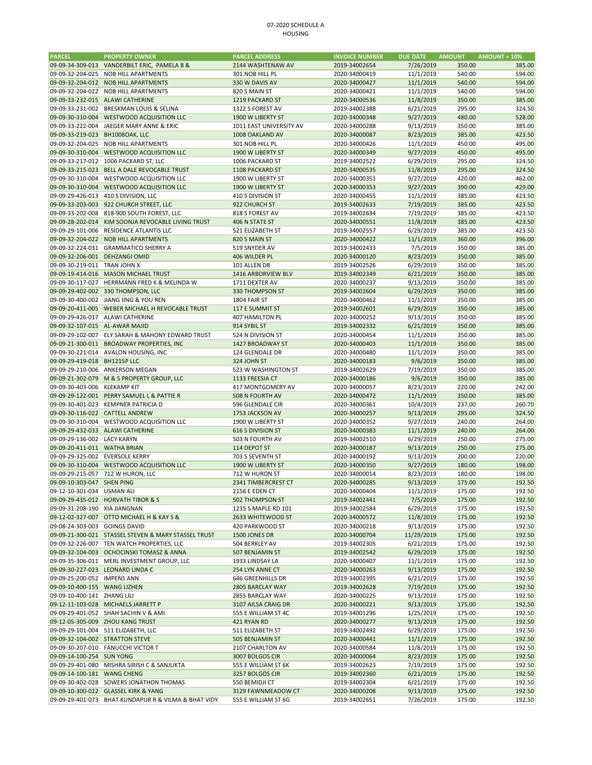07-2020 SCHEDULE A
HOUSING

| PARCEL | PROPERTY OWNER | PARCEL ADDRESS | INVOICE NUMBER | DUE DATE | AMOUNT | AMOUNT + 10% |
|---|---|---|---|---|---|---|
| 09-09-34-309-013 | VANDERBILT ERIC, PAMELA B & | 2144 WASHTENAW AV | 2019-34002654 | 7/26/2019 | 350.00 | 385.00 |
| 09-09-32-204-025 | NOB HILL APARTMENTS | 301 NOB HILL PL | 2020-34000419 | 11/1/2019 | 540.00 | 594.00 |
| 09-09-32-204-012 | NOB HILL APARTMENTS | 330 W DAVIS AV | 2020-34000427 | 11/1/2019 | 540.00 | 594.00 |
| 09-09-32-204-022 | NOB HILL APARTMENTS | 820 S MAIN ST | 2020-34000421 | 11/1/2019 | 540.00 | 594.00 |
| 09-09-33-232-015 | ALAWI CATHERINE | 1219 PACKARD ST | 2020-34000536 | 11/8/2019 | 350.00 | 385.00 |
| 09-09-33-231-002 | BRESKMAN LOUIS & SELINA | 1322 S FOREST AV | 2019-34002388 | 6/21/2019 | 295.00 | 324.50 |
| 09-09-30-310-004 | WESTWOOD ACQUISITION LLC | 1900 W LIBERTY ST | 2020-34000348 | 9/27/2019 | 480.00 | 528.00 |
| 09-09-33-222-004 | JAEGER MARY ANNE & ERIC | 1011 EAST UNIVERSITY AV | 2020-34000288 | 9/13/2019 | 350.00 | 385.00 |
| 09-09-33-219-023 | BH1008OAK, LLC | 1008 OAKLAND AV | 2020-34000087 | 8/23/2019 | 385.00 | 423.50 |
| 09-09-32-204-025 | NOB HILL APARTMENTS | 301 NOB HILL PL | 2020-34000426 | 11/1/2019 | 450.00 | 495.00 |
| 09-09-30-310-004 | WESTWOOD ACQUISITION LLC | 1900 W LIBERTY ST | 2020-34000349 | 9/27/2019 | 450.00 | 495.00 |
| 09-09-33-217-012 | 1006 PACKARD ST, LLC | 1006 PACKARD ST | 2019-34002522 | 6/29/2019 | 295.00 | 324.50 |
| 09-09-33-215-023 | BELL A DALE REVOCABLE TRUST | 1108 PACKARD ST | 2020-34000535 | 11/8/2019 | 295.00 | 324.50 |
| 09-09-30-310-004 | WESTWOOD ACQUISITION LLC | 1900 W LIBERTY ST | 2020-34000351 | 9/27/2019 | 420.00 | 462.00 |
| 09-09-30-310-004 | WESTWOOD ACQUISITION LLC | 1900 W LIBERTY ST | 2020-34000353 | 9/27/2019 | 390.00 | 429.00 |
| 09-09-29-426-013 | 410 S DIVISION, LLC | 410 S DIVISION ST | 2020-34000455 | 11/1/2019 | 385.00 | 423.50 |
| 09-09-33-203-003 | 922 CHURCH STREET, LLC | 922 CHURCH ST | 2019-34002633 | 7/19/2019 | 385.00 | 423.50 |
| 09-09-33-202-008 | 818-900 SOUTH FOREST, LLC | 818 S FOREST AV | 2019-34002634 | 7/19/2019 | 385.00 | 423.50 |
| 09-09-28-202-014 | KIM SOONJA REVOCABLE LIVING TRUST | 406 N STATE ST | 2020-34000551 | 11/8/2019 | 385.00 | 423.50 |
| 09-09-29-101-006 | RESIDENCE ATLANTIS LLC | 521 ELIZABETH ST | 2019-34002557 | 6/29/2019 | 385.00 | 423.50 |
| 09-09-32-204-022 | NOB HILL APARTMENTS | 820 S MAIN ST | 2020-34000422 | 11/1/2019 | 360.00 | 396.00 |
| 09-09-32-224-031 | GRAMMATICO SHERRY A | 519 SNYDER AV | 2019-34002433 | 7/5/2019 | 350.00 | 385.00 |
| 09-09-32-206-001 | DEHZANGI OMID | 406 WILDER PL | 2020-34000120 | 8/23/2019 | 350.00 | 385.00 |
| 09-09-30-219-011 | TRAN JOHN X | 101 ALLEN DR | 2019-34002526 | 6/29/2019 | 350.00 | 385.00 |
| 09-09-19-414-016 | MASON MICHAEL TRUST | 1416 ARBORVIEW BLV | 2019-34002349 | 6/21/2019 | 350.00 | 385.00 |
| 09-09-30-117-027 | HERRMANN FRED K & MELINDA W | 1711 DEXTER AV | 2020-34000237 | 9/13/2019 | 350.00 | 385.00 |
| 09-09-29-402-002 | 330 THOMPSON, LLC | 330 THOMPSON ST | 2019-34002604 | 6/29/2019 | 350.00 | 385.00 |
| 09-09-30-400-002 | JIANG JING & YOU REN | 1804 FAIR ST | 2020-34000462 | 11/1/2019 | 350.00 | 385.00 |
| 09-09-20-411-005 | WEBER MICHAEL H REVOCABLE TRUST | 117 E SUMMIT ST | 2019-34002601 | 6/29/2019 | 350.00 | 385.00 |
| 09-09-29-426-017 | ALAWI CATHERINE | 407 HAMILTON PL | 2020-34000252 | 9/13/2019 | 350.00 | 385.00 |
| 09-09-32-107-015 | AL-AWAR MAJID | 914 SYBIL ST | 2019-34002332 | 6/21/2019 | 350.00 | 385.00 |
| 09-09-29-102-007 | ELY SARAH & MAHONY EDWARD TRUST | 524 N DIVISION ST | 2020-34000454 | 11/1/2019 | 350.00 | 385.00 |
| 09-09-21-300-011 | BROADWAY PROPERTIES, INC | 1427 BROADWAY ST | 2020-34000403 | 11/1/2019 | 350.00 | 385.00 |
| 09-09-30-221-014 | AVALON HOUSING, INC | 124 GLENDALE DR | 2020-34000480 | 11/1/2019 | 350.00 | 385.00 |
| 09-09-29-419-018 | BH1215P LLC | 324 JOHN ST | 2020-34000183 | 9/6/2019 | 350.00 | 385.00 |
| 09-09-29-210-006 | ANKERSON MEGAN | 523 W WASHINGTON ST | 2019-34002629 | 7/19/2019 | 350.00 | 385.00 |
| 09-09-21-302-079 | M & S PROPERTY GROUP, LLC | 1133 FREESIA CT | 2020-34000186 | 9/6/2019 | 350.00 | 385.00 |
| 09-09-30-403-006 | KLEKAMP KIT | 417 MONTGOMERY AV | 2020-34000057 | 8/23/2019 | 220.00 | 242.00 |
| 09-09-29-122-001 | PERRY SAMUEL L & PATTIE R | 508 N FOURTH AV | 2020-34000472 | 11/1/2019 | 350.00 | 385.00 |
| 09-09-30-401-023 | KEMPNER PATRICIA D | 596 GLENDALE CIR | 2020-34000361 | 10/4/2019 | 237.00 | 260.70 |
| 09-09-30-116-022 | CATTELL ANDREW | 1753 JACKSON AV | 2020-34000257 | 9/13/2019 | 295.00 | 324.50 |
| 09-09-30-310-004 | WESTWOOD ACQUISITION LLC | 1900 W LIBERTY ST | 2020-34000352 | 9/27/2019 | 240.00 | 264.00 |
| 09-09-29-432-033 | ALAWI CATHERINE | 616 S DIVISION ST | 2020-34000383 | 11/1/2019 | 240.00 | 264.00 |
| 09-09-29-136-002 | LACY KARYN | 503 N FOURTH AV | 2019-34002510 | 6/29/2019 | 250.00 | 275.00 |
| 09-09-20-411-011 | WATHA BRIAN | 114 DEPOT ST | 2020-34000187 | 9/13/2019 | 250.00 | 275.00 |
| 09-09-29-325-002 | EVERSOLE KERRY | 703 S SEVENTH ST | 2020-34000192 | 9/13/2019 | 200.00 | 220.00 |
| 09-09-30-310-004 | WESTWOOD ACQUISITION LLC | 1900 W LIBERTY ST | 2020-34000350 | 9/27/2019 | 180.00 | 198.00 |
| 09-09-29-215-057 | 712 W HURON, LLC | 712 W HURON ST | 2020-34000014 | 8/23/2019 | 180.00 | 198.00 |
| 09-09-10-303-047 | SHEN PING | 2341 TIMBERCREST CT | 2020-34000285 | 9/13/2019 | 175.00 | 192.50 |
| 09-12-10-301-034 | USMAN ALI | 2156 E EDEN CT | 2020-34000404 | 11/1/2019 | 175.00 | 192.50 |
| 09-09-29-435-012 | HORVATH TIBOR & S | 502 THOMPSON ST | 2019-34002441 | 7/5/2019 | 175.00 | 192.50 |
| 09-09-31-208-190 | XIA JIANGNAN | 1235 S MAPLE RD 101 | 2019-34002584 | 6/29/2019 | 175.00 | 192.50 |
| 09-12-02-327-007 | OTTO MICHAEL H & KAY S & | 2633 WHITEWOOD ST | 2020-34000572 | 11/8/2019 | 175.00 | 192.50 |
| 09-08-24-303-003 | GOINGS DAVID | 420 PARKWOOD ST | 2020-34000218 | 9/13/2019 | 175.00 | 192.50 |
| 09-09-21-300-021 | STASSEL STEVEN & MARY STASSEL TRUST | 1500 JONES DR | 2020-34000704 | 11/29/2019 | 175.00 | 192.50 |
| 09-09-32-226-007 | TEN WATCH PROPERTIES, LLC | 504 BERKLEY AV | 2019-34002305 | 6/21/2019 | 175.00 | 192.50 |
| 09-09-32-104-003 | OCHOCINSKI TOMASZ & ANNA | 507 BENJAMIN ST | 2019-34002542 | 6/29/2019 | 175.00 | 192.50 |
| 09-09-35-306-011 | MERL INVESTMENT GROUP, LLC | 1933 LINDSAY LA | 2020-34000407 | 11/1/2019 | 175.00 | 192.50 |
| 09-09-30-227-023 | LEONARD LINDA C | 254 LYN ANNE CT | 2020-34000263 | 9/13/2019 | 175.00 | 192.50 |
| 09-09-25-200-052 | IMPENS ANN | 646 GREENHILLS DR | 2019-34002395 | 6/21/2019 | 175.00 | 192.50 |
| 09-09-10-400-155 | WANG LIZHEN | 2805 BARCLAY WAY | 2019-34002628 | 7/19/2019 | 175.00 | 192.50 |
| 09-09-10-400-141 | ZHANG LILI | 2855 BARCLAY WAY | 2020-34000225 | 9/13/2019 | 175.00 | 192.50 |
| 09-12-11-103-028 | MICHAELS JARRETT P | 3107 AILSA CRAIG DR | 2020-34000221 | 9/13/2019 | 175.00 | 192.50 |
| 09-09-29-401-052 | SHAH SACHIN V & AMI | 555 E WILLIAM ST 4C | 2019-34001296 | 1/25/2019 | 175.00 | 192.50 |
| 09-12-05-305-009 | ZHOU KANG TRUST | 421 RYAN RD | 2020-34000277 | 9/13/2019 | 175.00 | 192.50 |
| 09-09-29-101-004 | 511 ELIZABETH, LLC | 511 ELIZABETH ST | 2019-34002492 | 6/29/2019 | 175.00 | 192.50 |
| 09-09-32-104-002 | STRATTON STEVE | 505 BENJAMIN ST | 2020-34000441 | 11/1/2019 | 175.00 | 192.50 |
| 09-09-30-207-010 | FANUCCI VICTOR T | 2107 CHARLTON AV | 2020-34000584 | 11/8/2019 | 175.00 | 192.50 |
| 09-09-14-100-254 | SUN YONG | 3007 BOLGOS CIR | 2020-34000064 | 8/23/2019 | 175.00 | 192.50 |
| 09-09-29-401-080 | MISHRA SIRISH C & SANJUKTA | 555 E WILLIAM ST 6K | 2019-34002623 | 7/19/2019 | 175.00 | 192.50 |
| 09-09-14-100-181 | WANG CHENG | 3257 BOLGOS CIR | 2019-34002360 | 6/21/2019 | 175.00 | 192.50 |
| 09-09-30-402-028 | SOWERS JONATHON THOMAS | 550 BEMIDJI CT | 2019-34002304 | 6/21/2019 | 175.00 | 192.50 |
| 09-09-10-300-022 | GLASSEL KIRK & YANG | 3129 FAWNMEADOW CT | 2020-34000208 | 9/13/2019 | 175.00 | 192.50 |
| 09-09-29-401-073 | BHAT KUNDAPUR R & VILMA & BHAT VIDY | 555 E WILLIAM ST 6G | 2019-34002651 | 7/26/2019 | 175.00 | 192.50 |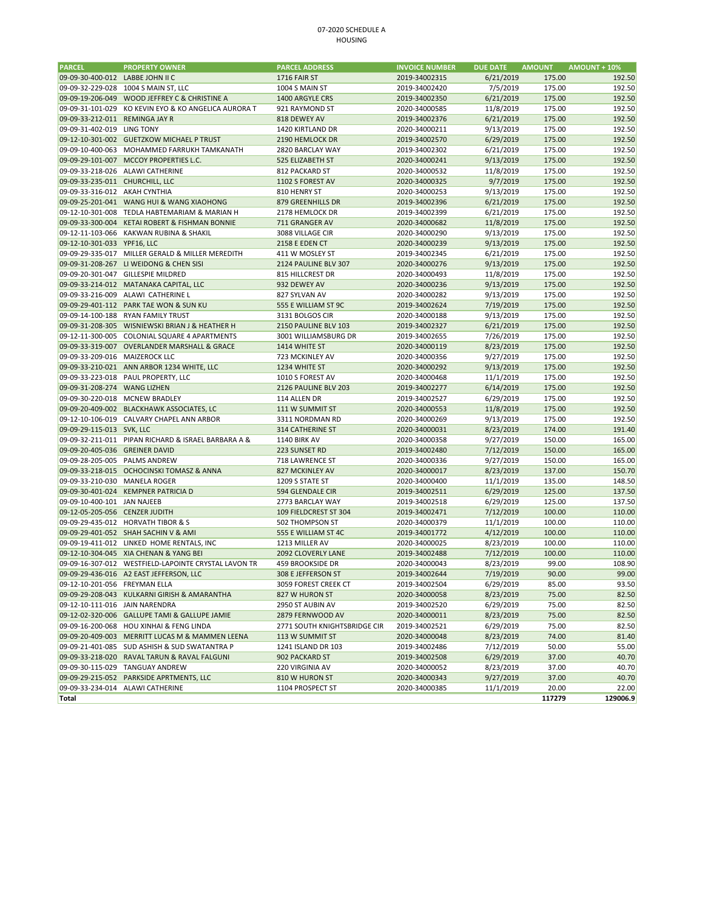07-2020 SCHEDULE A
HOUSING

| PARCEL | PROPERTY OWNER | PARCEL ADDRESS | INVOICE NUMBER | DUE DATE | AMOUNT | AMOUNT + 10% |
|---|---|---|---|---|---|---|
| 09-09-30-400-012 | LABBE JOHN II C | 1716 FAIR ST | 2019-34002315 | 6/21/2019 | 175.00 | 192.50 |
| 09-09-32-229-028 | 1004 S MAIN ST, LLC | 1004 S MAIN ST | 2019-34002420 | 7/5/2019 | 175.00 | 192.50 |
| 09-09-19-206-049 | WOOD JEFFREY C & CHRISTINE A | 1400 ARGYLE CRS | 2019-34002350 | 6/21/2019 | 175.00 | 192.50 |
| 09-09-31-101-029 | KO KEVIN EYO & KO ANGELICA AURORA T | 921 RAYMOND ST | 2020-34000585 | 11/8/2019 | 175.00 | 192.50 |
| 09-09-33-212-011 | REMINGA JAY R | 818 DEWEY AV | 2019-34002376 | 6/21/2019 | 175.00 | 192.50 |
| 09-09-31-402-019 | LING TONY | 1420 KIRTLAND DR | 2020-34000211 | 9/13/2019 | 175.00 | 192.50 |
| 09-12-10-301-002 | GUETZKOW MICHAEL P TRUST | 2190 HEMLOCK DR | 2019-34002570 | 6/29/2019 | 175.00 | 192.50 |
| 09-09-10-400-063 | MOHAMMED FARRUKH TAMKANATH | 2820 BARCLAY WAY | 2019-34002302 | 6/21/2019 | 175.00 | 192.50 |
| 09-09-29-101-007 | MCCOY PROPERTIES L.C. | 525 ELIZABETH ST | 2020-34000241 | 9/13/2019 | 175.00 | 192.50 |
| 09-09-33-218-026 | ALAWI CATHERINE | 812 PACKARD ST | 2020-34000532 | 11/8/2019 | 175.00 | 192.50 |
| 09-09-33-235-011 | CHURCHILL, LLC | 1102 S FOREST AV | 2020-34000325 | 9/7/2019 | 175.00 | 192.50 |
| 09-09-33-316-012 | AKAH CYNTHIA | 810 HENRY ST | 2020-34000253 | 9/13/2019 | 175.00 | 192.50 |
| 09-09-25-201-041 | WANG HUI & WANG XIAOHONG | 879 GREENHILLS DR | 2019-34002396 | 6/21/2019 | 175.00 | 192.50 |
| 09-12-10-301-008 | TEDLA HABTEMARIAM & MARIAN H | 2178 HEMLOCK DR | 2019-34002399 | 6/21/2019 | 175.00 | 192.50 |
| 09-09-33-300-004 | KETAI ROBERT & FISHMAN BONNIE | 711 GRANGER AV | 2020-34000682 | 11/8/2019 | 175.00 | 192.50 |
| 09-12-11-103-066 | KAKWAN RUBINA & SHAKIL | 3088 VILLAGE CIR | 2020-34000290 | 9/13/2019 | 175.00 | 192.50 |
| 09-12-10-301-033 | YPF16, LLC | 2158 E EDEN CT | 2020-34000239 | 9/13/2019 | 175.00 | 192.50 |
| 09-09-29-335-017 | MILLER GERALD & MILLER MEREDITH | 411 W MOSLEY ST | 2019-34002345 | 6/21/2019 | 175.00 | 192.50 |
| 09-09-31-208-267 | LI WEIDONG & CHEN SISI | 2124 PAULINE BLV 307 | 2020-34000276 | 9/13/2019 | 175.00 | 192.50 |
| 09-09-20-301-047 | GILLESPIE MILDRED | 815 HILLCREST DR | 2020-34000493 | 11/8/2019 | 175.00 | 192.50 |
| 09-09-33-214-012 | MATANAKA CAPITAL, LLC | 932 DEWEY AV | 2020-34000236 | 9/13/2019 | 175.00 | 192.50 |
| 09-09-33-216-009 | ALAWI CATHERINE L | 827 SYLVAN AV | 2020-34000282 | 9/13/2019 | 175.00 | 192.50 |
| 09-09-29-401-112 | PARK TAE WON & SUN KU | 555 E WILLIAM ST 9C | 2019-34002624 | 7/19/2019 | 175.00 | 192.50 |
| 09-09-14-100-188 | RYAN FAMILY TRUST | 3131 BOLGOS CIR | 2020-34000188 | 9/13/2019 | 175.00 | 192.50 |
| 09-09-31-208-305 | WISNIEWSKI BRIAN J & HEATHER H | 2150 PAULINE BLV 103 | 2019-34002327 | 6/21/2019 | 175.00 | 192.50 |
| 09-12-11-300-005 | COLONIAL SQUARE 4 APARTMENTS | 3001 WILLIAMSBURG DR | 2019-34002655 | 7/26/2019 | 175.00 | 192.50 |
| 09-09-33-319-007 | OVERLANDER MARSHALL & GRACE | 1414 WHITE ST | 2020-34000119 | 8/23/2019 | 175.00 | 192.50 |
| 09-09-33-209-016 | MAIZEROCK LLC | 723 MCKINLEY AV | 2020-34000356 | 9/27/2019 | 175.00 | 192.50 |
| 09-09-33-210-021 | ANN ARBOR 1234 WHITE, LLC | 1234 WHITE ST | 2020-34000292 | 9/13/2019 | 175.00 | 192.50 |
| 09-09-33-223-018 | PAUL PROPERTY, LLC | 1010 S FOREST AV | 2020-34000468 | 11/1/2019 | 175.00 | 192.50 |
| 09-09-31-208-274 | WANG LIZHEN | 2126 PAULINE BLV 203 | 2019-34002277 | 6/14/2019 | 175.00 | 192.50 |
| 09-09-30-220-018 | MCNEW BRADLEY | 114 ALLEN DR | 2019-34002527 | 6/29/2019 | 175.00 | 192.50 |
| 09-09-20-409-002 | BLACKHAWK ASSOCIATES, LC | 111 W SUMMIT ST | 2020-34000553 | 11/8/2019 | 175.00 | 192.50 |
| 09-12-10-106-019 | CALVARY CHAPEL ANN ARBOR | 3311 NORDMAN RD | 2020-34000269 | 9/13/2019 | 175.00 | 192.50 |
| 09-09-29-115-013 | SVK, LLC | 314 CATHERINE ST | 2020-34000031 | 8/23/2019 | 174.00 | 191.40 |
| 09-09-32-211-011 | PIPAN RICHARD & ISRAEL BARBARA A & | 1140 BIRK AV | 2020-34000358 | 9/27/2019 | 150.00 | 165.00 |
| 09-09-20-405-036 | GREINER DAVID | 223 SUNSET RD | 2019-34002480 | 7/12/2019 | 150.00 | 165.00 |
| 09-09-28-205-005 | PALMS ANDREW | 718 LAWRENCE ST | 2020-34000336 | 9/27/2019 | 150.00 | 165.00 |
| 09-09-33-218-015 | OCHOCINSKI TOMASZ & ANNA | 827 MCKINLEY AV | 2020-34000017 | 8/23/2019 | 137.00 | 150.70 |
| 09-09-33-210-030 | MANELA ROGER | 1209 S STATE ST | 2020-34000400 | 11/1/2019 | 135.00 | 148.50 |
| 09-09-30-401-024 | KEMPNER PATRICIA D | 594 GLENDALE CIR | 2019-34002511 | 6/29/2019 | 125.00 | 137.50 |
| 09-09-10-400-101 | JAN NAJEEB | 2773 BARCLAY WAY | 2019-34002518 | 6/29/2019 | 125.00 | 137.50 |
| 09-12-05-205-056 | CENZER JUDITH | 109 FIELDCREST ST 304 | 2019-34002471 | 7/12/2019 | 100.00 | 110.00 |
| 09-09-29-435-012 | HORVATH TIBOR & S | 502 THOMPSON ST | 2020-34000379 | 11/1/2019 | 100.00 | 110.00 |
| 09-09-29-401-052 | SHAH SACHIN V & AMI | 555 E WILLIAM ST 4C | 2019-34001772 | 4/12/2019 | 100.00 | 110.00 |
| 09-09-19-411-012 | LINKED HOME RENTALS, INC | 1213 MILLER AV | 2020-34000025 | 8/23/2019 | 100.00 | 110.00 |
| 09-12-10-304-045 | XIA CHENAN & YANG BEI | 2092 CLOVERLY LANE | 2019-34002488 | 7/12/2019 | 100.00 | 110.00 |
| 09-09-16-307-012 | WESTFIELD-LAPOINTE CRYSTAL LAVON TR | 459 BROOKSIDE DR | 2020-34000043 | 8/23/2019 | 99.00 | 108.90 |
| 09-09-29-436-016 | A2 EAST JEFFERSON, LLC | 308 E JEFFERSON ST | 2019-34002644 | 7/19/2019 | 90.00 | 99.00 |
| 09-12-10-201-056 | FREYMAN ELLA | 3059 FOREST CREEK CT | 2019-34002504 | 6/29/2019 | 85.00 | 93.50 |
| 09-09-29-208-043 | KULKARNI GIRISH & AMARANTHA | 827 W HURON ST | 2020-34000058 | 8/23/2019 | 75.00 | 82.50 |
| 09-12-10-111-016 | JAIN NARENDRA | 2950 ST AUBIN AV | 2019-34002520 | 6/29/2019 | 75.00 | 82.50 |
| 09-12-02-320-006 | GALLUPE TAMI & GALLUPE JAMIE | 2879 FERNWOOD AV | 2020-34000011 | 8/23/2019 | 75.00 | 82.50 |
| 09-09-16-200-068 | HOU XINHAI & FENG LINDA | 2771 SOUTH KNIGHTSBRIDGE CIR | 2019-34002521 | 6/29/2019 | 75.00 | 82.50 |
| 09-09-20-409-003 | MERRITT LUCAS M & MAMMEN LEENA | 113 W SUMMIT ST | 2020-34000048 | 8/23/2019 | 74.00 | 81.40 |
| 09-09-21-401-085 | SUD ASHISH & SUD SWATANTRA P | 1241 ISLAND DR 103 | 2019-34002486 | 7/12/2019 | 50.00 | 55.00 |
| 09-09-33-218-020 | RAVAL TARUN & RAVAL FALGUNI | 902 PACKARD ST | 2019-34002508 | 6/29/2019 | 37.00 | 40.70 |
| 09-09-30-115-029 | TANGUAY ANDREW | 220 VIRGINIA AV | 2020-34000052 | 8/23/2019 | 37.00 | 40.70 |
| 09-09-29-215-052 | PARKSIDE APRTMENTS, LLC | 810 W HURON ST | 2020-34000343 | 9/27/2019 | 37.00 | 40.70 |
| 09-09-33-234-014 | ALAWI CATHERINE | 1104 PROSPECT ST | 2020-34000385 | 11/1/2019 | 20.00 | 22.00 |
| **Total** | | | | | **117279** | **129006.9** |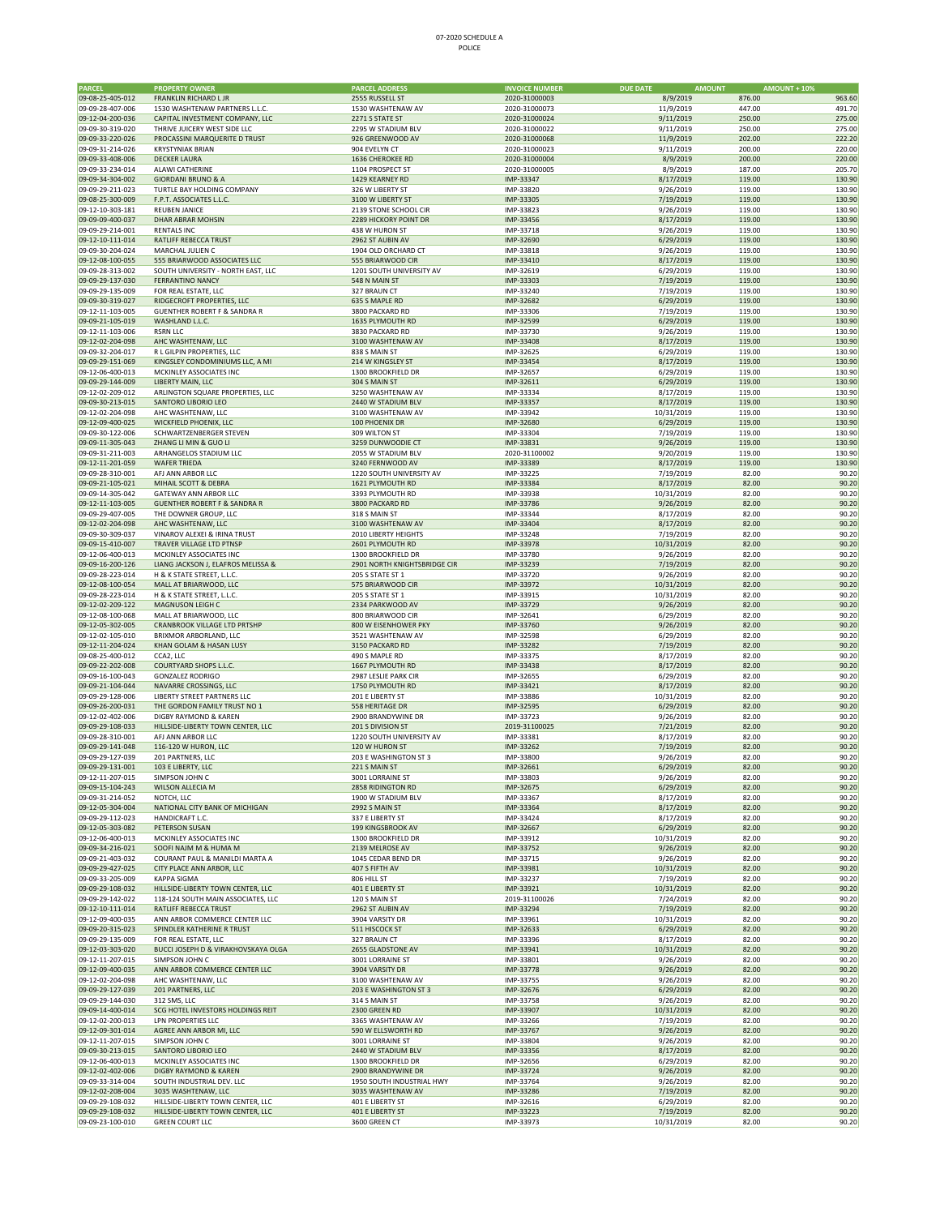07-2020 SCHEDULE A
POLICE

| PARCEL | PROPERTY OWNER | PARCEL ADDRESS | INVOICE NUMBER | DUE DATE | AMOUNT | AMOUNT + 10% |
|---|---|---|---|---|---|---|
| 09-08-25-405-012 | FRANKLIN RICHARD L JR | 2555 RUSSELL ST | 2020-31000003 | 8/9/2019 | 876.00 | 963.60 |
| 09-09-28-407-006 | 1530 WASHTENAW PARTNERS L.L.C. | 1530 WASHTENAW AV | 2020-31000073 | 11/9/2019 | 447.00 | 491.70 |
| 09-12-04-200-036 | CAPITAL INVESTMENT COMPANY, LLC | 2271 S STATE ST | 2020-31000024 | 9/11/2019 | 250.00 | 275.00 |
| 09-09-30-319-020 | THRIVE JUICERY WEST SIDE LLC | 2295 W STADIUM BLV | 2020-31000022 | 9/11/2019 | 250.00 | 275.00 |
| 09-09-33-220-026 | PROCASSINI MARQUERITE D TRUST | 926 GREENWOOD AV | 2020-31000068 | 11/9/2019 | 202.00 | 222.20 |
| 09-09-31-214-026 | KRYSTYNIAK BRIAN | 904 EVELYN CT | 2020-31000023 | 9/11/2019 | 200.00 | 220.00 |
| 09-09-33-408-006 | DECKER LAURA | 1636 CHEROKEE RD | 2020-31000004 | 8/9/2019 | 200.00 | 220.00 |
| 09-09-33-234-014 | ALAWI CATHERINE | 1104 PROSPECT ST | 2020-31000005 | 8/9/2019 | 187.00 | 205.70 |
| 09-09-34-304-002 | GIORDANI BRUNO & A | 1429 KEARNEY RD | IMP-33347 | 8/17/2019 | 119.00 | 130.90 |
| 09-09-29-211-023 | TURTLE BAY HOLDING COMPANY | 326 W LIBERTY ST | IMP-33820 | 9/26/2019 | 119.00 | 130.90 |
| 09-08-25-300-009 | F.P.T. ASSOCIATES L.L.C. | 3100 W LIBERTY ST | IMP-33305 | 7/19/2019 | 119.00 | 130.90 |
| 09-12-10-303-181 | REUBEN JANICE | 2139 STONE SCHOOL CIR | IMP-33823 | 9/26/2019 | 119.00 | 130.90 |
| 09-09-09-400-037 | DHAR ABRAR MOHSIN | 2289 HICKORY POINT DR | IMP-33456 | 8/17/2019 | 119.00 | 130.90 |
| 09-09-29-214-001 | RENTALS INC | 438 W HURON ST | IMP-33718 | 9/26/2019 | 119.00 | 130.90 |
| 09-12-10-111-014 | RATLIFF REBECCA TRUST | 2962 ST AUBIN AV | IMP-32690 | 6/29/2019 | 119.00 | 130.90 |
| 09-09-30-204-024 | MARCHAL JULIEN C | 1904 OLD ORCHARD CT | IMP-33818 | 9/26/2019 | 119.00 | 130.90 |
| 09-12-08-100-055 | 555 BRIARWOOD ASSOCIATES LLC | 555 BRIARWOOD CIR | IMP-33410 | 8/17/2019 | 119.00 | 130.90 |
| 09-09-28-313-002 | SOUTH UNIVERSITY - NORTH EAST, LLC | 1201 SOUTH UNIVERSITY AV | IMP-32619 | 6/29/2019 | 119.00 | 130.90 |
| 09-09-29-137-030 | FERRANTINO NANCY | 548 N MAIN ST | IMP-33303 | 7/19/2019 | 119.00 | 130.90 |
| 09-09-29-135-009 | FOR REAL ESTATE, LLC | 327 BRAUN CT | IMP-33240 | 7/19/2019 | 119.00 | 130.90 |
| 09-09-30-319-027 | RIDGECROFT PROPERTIES, LLC | 635 S MAPLE RD | IMP-32682 | 6/29/2019 | 119.00 | 130.90 |
| 09-12-11-103-005 | GUENTHER ROBERT F & SANDRA R | 3800 PACKARD RD | IMP-33306 | 7/19/2019 | 119.00 | 130.90 |
| 09-09-21-105-019 | WASHLAND L.L.C. | 1635 PLYMOUTH RD | IMP-32599 | 6/29/2019 | 119.00 | 130.90 |
| 09-12-11-103-006 | RSRN LLC | 3830 PACKARD RD | IMP-33730 | 9/26/2019 | 119.00 | 130.90 |
| 09-12-02-204-098 | AHC WASHTENAW, LLC | 3100 WASHTENAW AV | IMP-33408 | 8/17/2019 | 119.00 | 130.90 |
| 09-09-32-204-017 | R L GILPIN PROPERTIES, LLC | 838 S MAIN ST | IMP-32625 | 6/29/2019 | 119.00 | 130.90 |
| 09-09-29-151-069 | KINGSLEY CONDOMINIUMS LLC, A MI | 214 W KINGSLEY ST | IMP-33454 | 8/17/2019 | 119.00 | 130.90 |
| 09-12-06-400-013 | MCKINLEY ASSOCIATES INC | 1300 BROOKFIELD DR | IMP-32657 | 6/29/2019 | 119.00 | 130.90 |
| 09-09-29-144-009 | LIBERTY MAIN, LLC | 304 S MAIN ST | IMP-32611 | 6/29/2019 | 119.00 | 130.90 |
| 09-12-02-209-012 | ARLINGTON SQUARE PROPERTIES, LLC | 3250 WASHTENAW AV | IMP-33334 | 8/17/2019 | 119.00 | 130.90 |
| 09-09-30-213-015 | SANTORO LIBORIO LEO | 2440 W STADIUM BLV | IMP-33357 | 8/17/2019 | 119.00 | 130.90 |
| 09-12-02-204-098 | AHC WASHTENAW, LLC | 3100 WASHTENAW AV | IMP-33942 | 10/31/2019 | 119.00 | 130.90 |
| 09-12-09-400-025 | WICKFIELD PHOENIX, LLC | 100 PHOENIX DR | IMP-32680 | 6/29/2019 | 119.00 | 130.90 |
| 09-09-30-122-006 | SCHWARTZENBERGER STEVEN | 309 WILTON ST | IMP-33304 | 7/19/2019 | 119.00 | 130.90 |
| 09-09-11-305-043 | ZHANG LI MIN & GUO LI | 3259 DUNWOODIE CT | IMP-33831 | 9/26/2019 | 119.00 | 130.90 |
| 09-09-31-211-003 | ARHANGELOS STADIUM LLC | 2055 W STADIUM BLV | 2020-31100002 | 9/20/2019 | 119.00 | 130.90 |
| 09-12-11-201-059 | WAFER TRIEDA | 3240 FERNWOOD AV | IMP-33389 | 8/17/2019 | 119.00 | 130.90 |
| 09-09-28-310-001 | AFJ ANN ARBOR LLC | 1220 SOUTH UNIVERSITY AV | IMP-33225 | 7/19/2019 | 82.00 | 90.20 |
| 09-09-21-105-021 | MIHAIL SCOTT & DEBRA | 1621 PLYMOUTH RD | IMP-33384 | 8/17/2019 | 82.00 | 90.20 |
| 09-09-14-305-042 | GATEWAY ANN ARBOR LLC | 3393 PLYMOUTH RD | IMP-33938 | 10/31/2019 | 82.00 | 90.20 |
| 09-12-11-103-005 | GUENTHER ROBERT F & SANDRA R | 3800 PACKARD RD | IMP-33786 | 9/26/2019 | 82.00 | 90.20 |
| 09-09-29-407-005 | THE DOWNER GROUP, LLC | 318 S MAIN ST | IMP-33344 | 8/17/2019 | 82.00 | 90.20 |
| 09-12-02-204-098 | AHC WASHTENAW, LLC | 3100 WASHTENAW AV | IMP-33404 | 8/17/2019 | 82.00 | 90.20 |
| 09-09-30-309-037 | VINAROV ALEXEI & IRINA TRUST | 2010 LIBERTY HEIGHTS | IMP-33248 | 7/19/2019 | 82.00 | 90.20 |
| 09-09-15-410-007 | TRAVER VILLAGE LTD PTNSP | 2601 PLYMOUTH RD | IMP-33978 | 10/31/2019 | 82.00 | 90.20 |
| 09-12-06-400-013 | MCKINLEY ASSOCIATES INC | 1300 BROOKFIELD DR | IMP-33780 | 9/26/2019 | 82.00 | 90.20 |
| 09-09-16-200-126 | LIANG JACKSON J, ELAFROS MELISSA & | 2901 NORTH KNIGHTSBRIDGE CIR | IMP-33239 | 7/19/2019 | 82.00 | 90.20 |
| 09-09-28-223-014 | H & K STATE STREET, L.L.C. | 205 S STATE ST 1 | IMP-33720 | 9/26/2019 | 82.00 | 90.20 |
| 09-12-08-100-054 | MALL AT BRIARWOOD, LLC | 575 BRIARWOOD CIR | IMP-33972 | 10/31/2019 | 82.00 | 90.20 |
| 09-09-28-223-014 | H & K STATE STREET, L.L.C. | 205 S STATE ST 1 | IMP-33915 | 10/31/2019 | 82.00 | 90.20 |
| 09-12-02-209-122 | MAGNUSON LEIGH C | 2334 PARKWOOD AV | IMP-33729 | 9/26/2019 | 82.00 | 90.20 |
| 09-12-08-100-068 | MALL AT BRIARWOOD, LLC | 800 BRIARWOOD CIR | IMP-32641 | 6/29/2019 | 82.00 | 90.20 |
| 09-12-05-302-005 | CRANBROOK VILLAGE LTD PRTSHP | 800 W EISENHOWER PKY | IMP-33760 | 9/26/2019 | 82.00 | 90.20 |
| 09-12-02-105-010 | BRIXMOR ARBORLAND, LLC | 3521 WASHTENAW AV | IMP-32598 | 6/29/2019 | 82.00 | 90.20 |
| 09-12-11-204-024 | KHAN GOLAM & HASAN LUSY | 3150 PACKARD RD | IMP-33282 | 7/19/2019 | 82.00 | 90.20 |
| 09-08-25-400-012 | CCA2, LLC | 490 S MAPLE RD | IMP-33375 | 8/17/2019 | 82.00 | 90.20 |
| 09-09-22-202-008 | COURTYARD SHOPS L.L.C. | 1667 PLYMOUTH RD | IMP-33438 | 8/17/2019 | 82.00 | 90.20 |
| 09-09-16-100-043 | GONZALEZ RODRIGO | 2987 LESLIE PARK CIR | IMP-32655 | 6/29/2019 | 82.00 | 90.20 |
| 09-09-21-104-044 | NAVARRE CROSSINGS, LLC | 1750 PLYMOUTH RD | IMP-33421 | 8/17/2019 | 82.00 | 90.20 |
| 09-09-29-128-006 | LIBERTY STREET PARTNERS LLC | 201 E LIBERTY ST | IMP-33886 | 10/31/2019 | 82.00 | 90.20 |
| 09-09-26-200-031 | THE GORDON FAMILY TRUST NO 1 | 558 HERITAGE DR | IMP-32595 | 6/29/2019 | 82.00 | 90.20 |
| 09-12-02-402-006 | DIGBY RAYMOND & KAREN | 2900 BRANDYWINE DR | IMP-33723 | 9/26/2019 | 82.00 | 90.20 |
| 09-09-29-108-033 | HILLSIDE-LIBERTY TOWN CENTER, LLC | 201 S DIVISION ST | 2019-31100025 | 7/21/2019 | 82.00 | 90.20 |
| 09-09-28-310-001 | AFJ ANN ARBOR LLC | 1220 SOUTH UNIVERSITY AV | IMP-33381 | 8/17/2019 | 82.00 | 90.20 |
| 09-09-29-141-048 | 116-120 W HURON, LLC | 120 W HURON ST | IMP-33262 | 7/19/2019 | 82.00 | 90.20 |
| 09-09-29-127-039 | 201 PARTNERS, LLC | 203 E WASHINGTON ST 3 | IMP-33800 | 9/26/2019 | 82.00 | 90.20 |
| 09-09-29-131-001 | 103 E LIBERTY, LLC | 221 S MAIN ST | IMP-32661 | 6/29/2019 | 82.00 | 90.20 |
| 09-12-11-207-015 | SIMPSON JOHN C | 3001 LORRAINE ST | IMP-33803 | 9/26/2019 | 82.00 | 90.20 |
| 09-09-15-104-243 | WILSON ALLECIA M | 2858 RIDINGTON RD | IMP-32675 | 6/29/2019 | 82.00 | 90.20 |
| 09-09-31-214-052 | NOTCH, LLC | 1900 W STADIUM BLV | IMP-33367 | 8/17/2019 | 82.00 | 90.20 |
| 09-12-05-304-004 | NATIONAL CITY BANK OF MICHIGAN | 2992 S MAIN ST | IMP-33364 | 8/17/2019 | 82.00 | 90.20 |
| 09-09-29-112-023 | HANDICRAFT L.C. | 337 E LIBERTY ST | IMP-33424 | 8/17/2019 | 82.00 | 90.20 |
| 09-12-05-303-082 | PETERSON SUSAN | 199 KINGSBROOK AV | IMP-32667 | 6/29/2019 | 82.00 | 90.20 |
| 09-12-06-400-013 | MCKINLEY ASSOCIATES INC | 1300 BROOKFIELD DR | IMP-33912 | 10/31/2019 | 82.00 | 90.20 |
| 09-09-34-216-021 | SOOFI NAJM M & HUMA M | 2139 MELROSE AV | IMP-33752 | 9/26/2019 | 82.00 | 90.20 |
| 09-09-21-403-032 | COURANT PAUL & MANILDI MARTA A | 1045 CEDAR BEND DR | IMP-33715 | 9/26/2019 | 82.00 | 90.20 |
| 09-09-29-427-025 | CITY PLACE ANN ARBOR, LLC | 407 S FIFTH AV | IMP-33981 | 10/31/2019 | 82.00 | 90.20 |
| 09-09-33-205-009 | KAPPA SIGMA | 806 HILL ST | IMP-33237 | 7/19/2019 | 82.00 | 90.20 |
| 09-09-29-108-032 | HILLSIDE-LIBERTY TOWN CENTER, LLC | 401 E LIBERTY ST | IMP-33921 | 10/31/2019 | 82.00 | 90.20 |
| 09-09-29-142-022 | 118-124 SOUTH MAIN ASSOCIATES, LLC | 120 S MAIN ST | 2019-31100026 | 7/24/2019 | 82.00 | 90.20 |
| 09-12-10-111-014 | RATLIFF REBECCA TRUST | 2962 ST AUBIN AV | IMP-33294 | 7/19/2019 | 82.00 | 90.20 |
| 09-12-09-400-035 | ANN ARBOR COMMERCE CENTER LLC | 3904 VARSITY DR | IMP-33961 | 10/31/2019 | 82.00 | 90.20 |
| 09-09-20-315-023 | SPINDLER KATHERINE R TRUST | 511 HISCOCK ST | IMP-32633 | 6/29/2019 | 82.00 | 90.20 |
| 09-09-29-135-009 | FOR REAL ESTATE, LLC | 327 BRAUN CT | IMP-33396 | 8/17/2019 | 82.00 | 90.20 |
| 09-12-03-303-020 | BUCCI JOSEPH D & VIRAKHOVSKAYA OLGA | 2655 GLADSTONE AV | IMP-33941 | 10/31/2019 | 82.00 | 90.20 |
| 09-12-11-207-015 | SIMPSON JOHN C | 3001 LORRAINE ST | IMP-33801 | 9/26/2019 | 82.00 | 90.20 |
| 09-12-09-400-035 | ANN ARBOR COMMERCE CENTER LLC | 3904 VARSITY DR | IMP-33778 | 9/26/2019 | 82.00 | 90.20 |
| 09-12-02-204-098 | AHC WASHTENAW, LLC | 3100 WASHTENAW AV | IMP-33755 | 9/26/2019 | 82.00 | 90.20 |
| 09-09-29-127-039 | 201 PARTNERS, LLC | 203 E WASHINGTON ST 3 | IMP-32676 | 6/29/2019 | 82.00 | 90.20 |
| 09-09-29-144-030 | 312 SMS, LLC | 314 S MAIN ST | IMP-33758 | 9/26/2019 | 82.00 | 90.20 |
| 09-09-14-400-014 | SCG HOTEL INVESTORS HOLDINGS REIT | 2300 GREEN RD | IMP-33907 | 10/31/2019 | 82.00 | 90.20 |
| 09-12-02-200-013 | LPN PROPERTIES LLC | 3365 WASHTENAW AV | IMP-33266 | 7/19/2019 | 82.00 | 90.20 |
| 09-12-09-301-014 | AGREE ANN ARBOR MI, LLC | 590 W ELLSWORTH RD | IMP-33767 | 9/26/2019 | 82.00 | 90.20 |
| 09-12-11-207-015 | SIMPSON JOHN C | 3001 LORRAINE ST | IMP-33804 | 9/26/2019 | 82.00 | 90.20 |
| 09-09-30-213-015 | SANTORO LIBORIO LEO | 2440 W STADIUM BLV | IMP-33356 | 8/17/2019 | 82.00 | 90.20 |
| 09-12-06-400-013 | MCKINLEY ASSOCIATES INC | 1300 BROOKFIELD DR | IMP-32656 | 6/29/2019 | 82.00 | 90.20 |
| 09-12-02-402-006 | DIGBY RAYMOND & KAREN | 2900 BRANDYWINE DR | IMP-33724 | 9/26/2019 | 82.00 | 90.20 |
| 09-09-33-314-004 | SOUTH INDUSTRIAL DEV. LLC | 1950 SOUTH INDUSTRIAL HWY | IMP-33764 | 9/26/2019 | 82.00 | 90.20 |
| 09-12-02-208-004 | 3035 WASHTENAW, LLC | 3035 WASHTENAW AV | IMP-33286 | 7/19/2019 | 82.00 | 90.20 |
| 09-09-29-108-032 | HILLSIDE-LIBERTY TOWN CENTER, LLC | 401 E LIBERTY ST | IMP-32616 | 6/29/2019 | 82.00 | 90.20 |
| 09-09-29-108-032 | HILLSIDE-LIBERTY TOWN CENTER, LLC | 401 E LIBERTY ST | IMP-33223 | 7/19/2019 | 82.00 | 90.20 |
| 09-09-23-100-010 | GREEN COURT LLC | 3600 GREEN CT | IMP-33973 | 10/31/2019 | 82.00 | 90.20 |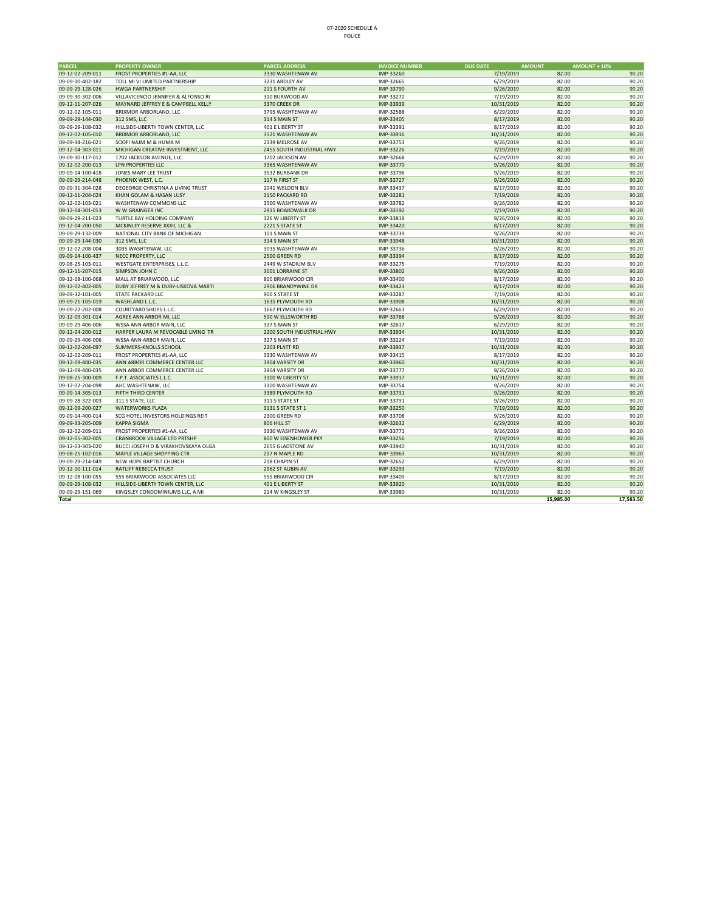07-2020 SCHEDULE A

POLICE

| PARCEL | PROPERTY OWNER | PARCEL ADDRESS | INVOICE NUMBER | DUE DATE | AMOUNT | AMOUNT + 10% |
|---|---|---|---|---|---|---|
| 09-12-02-209-011 | FROST PROPERTIES #1-AA, LLC | 3330 WASHTENAW AV | IMP-33260 | 7/19/2019 | 82.00 | 90.20 |
| 09-09-10-402-182 | TOLL MI VI LIMITED PARTNERSHIP | 3231 ARDLEY AV | IMP-32665 | 6/29/2019 | 82.00 | 90.20 |
| 09-09-29-128-026 | HWGA PARTNERSHIP | 211 S FOURTH AV | IMP-33790 | 9/26/2019 | 82.00 | 90.20 |
| 09-09-30-302-006 | VILLAVICENCIO JENNIFER & ALFONSO RI | 310 BURWOOD AV | IMP-33272 | 7/19/2019 | 82.00 | 90.20 |
| 09-12-11-207-026 | MAYNARD JEFFREY E & CAMPBELL KELLY | 3370 CREEK DR | IMP-33939 | 10/31/2019 | 82.00 | 90.20 |
| 09-12-02-105-011 | BRIXMOR ARBORLAND, LLC | 3795 WASHTENAW AV | IMP-32588 | 6/29/2019 | 82.00 | 90.20 |
| 09-09-29-144-030 | 312 SMS, LLC | 314 S MAIN ST | IMP-33405 | 8/17/2019 | 82.00 | 90.20 |
| 09-09-29-108-032 | HILLSIDE-LIBERTY TOWN CENTER, LLC | 401 E LIBERTY ST | IMP-33391 | 8/17/2019 | 82.00 | 90.20 |
| 09-12-02-105-010 | BRIXMOR ARBORLAND, LLC | 3521 WASHTENAW AV | IMP-33916 | 10/31/2019 | 82.00 | 90.20 |
| 09-09-34-216-021 | SOOFI NAJM M & HUMA M | 2139 MELROSE AV | IMP-33753 | 9/26/2019 | 82.00 | 90.20 |
| 09-12-04-303-011 | MICHIGAN CREATIVE INVESTMENT, LLC | 2455 SOUTH INDUSTRIAL HWY | IMP-33226 | 7/19/2019 | 82.00 | 90.20 |
| 09-09-30-117-012 | 1702 JACKSON AVENUE, LLC | 1702 JACKSON AV | IMP-32668 | 6/29/2019 | 82.00 | 90.20 |
| 09-12-02-200-013 | LPN PROPERTIES LLC | 3365 WASHTENAW AV | IMP-33770 | 9/26/2019 | 82.00 | 90.20 |
| 09-09-14-100-418 | JONES MARY LEE TRUST | 3532 BURBANK DR | IMP-33796 | 9/26/2019 | 82.00 | 90.20 |
| 09-09-29-214-048 | PHOENIX WEST, L.C. | 117 N FIRST ST | IMP-33727 | 9/26/2019 | 82.00 | 90.20 |
| 09-09-31-304-028 | DEGEORGE CHRISTINA A LIVING TRUST | 2041 WELDON BLV | IMP-33437 | 8/17/2019 | 82.00 | 90.20 |
| 09-12-11-204-024 | KHAN GOLAM & HASAN LUSY | 3150 PACKARD RD | IMP-33281 | 7/19/2019 | 82.00 | 90.20 |
| 09-12-02-103-021 | WASHTENAW COMMONS LLC | 3500 WASHTENAW AV | IMP-33782 | 9/26/2019 | 82.00 | 90.20 |
| 09-12-04-301-013 | W W GRAINGER INC | 2915 BOARDWALK DR | IMP-33192 | 7/19/2019 | 82.00 | 90.20 |
| 09-09-29-211-023 | TURTLE BAY HOLDING COMPANY | 326 W LIBERTY ST | IMP-33819 | 9/26/2019 | 82.00 | 90.20 |
| 09-12-04-200-050 | MCKINLEY RESERVE XXXII, LLC & | 2221 S STATE ST | IMP-33420 | 8/17/2019 | 82.00 | 90.20 |
| 09-09-29-132-009 | NATIONAL CITY BANK OF MICHIGAN | 101 S MAIN ST | IMP-33739 | 9/26/2019 | 82.00 | 90.20 |
| 09-09-29-144-030 | 312 SMS, LLC | 314 S MAIN ST | IMP-33948 | 10/31/2019 | 82.00 | 90.20 |
| 09-12-02-208-004 | 3035 WASHTENAW, LLC | 3035 WASHTENAW AV | IMP-33736 | 9/26/2019 | 82.00 | 90.20 |
| 09-09-14-100-437 | NECC PROPERTY, LLC | 2500 GREEN RD | IMP-33394 | 8/17/2019 | 82.00 | 90.20 |
| 09-08-25-103-011 | WESTGATE ENTERPRISES, L.L.C. | 2449 W STADIUM BLV | IMP-33275 | 7/19/2019 | 82.00 | 90.20 |
| 09-12-11-207-015 | SIMPSON JOHN C | 3001 LORRAINE ST | IMP-33802 | 9/26/2019 | 82.00 | 90.20 |
| 09-12-08-100-068 | MALL AT BRIARWOOD, LLC | 800 BRIARWOOD CIR | IMP-33400 | 8/17/2019 | 82.00 | 90.20 |
| 09-12-02-402-005 | DUBY JEFFREY M & DUBY-LISKOVA MARTI | 2906 BRANDYWINE DR | IMP-33423 | 8/17/2019 | 82.00 | 90.20 |
| 09-09-32-101-005 | STATE PACKARD LLC | 900 S STATE ST | IMP-33287 | 7/19/2019 | 82.00 | 90.20 |
| 09-09-21-105-019 | WASHLAND L.L.C. | 1635 PLYMOUTH RD | IMP-33908 | 10/31/2019 | 82.00 | 90.20 |
| 09-09-22-202-008 | COURTYARD SHOPS L.L.C. | 1667 PLYMOUTH RD | IMP-32663 | 6/29/2019 | 82.00 | 90.20 |
| 09-12-09-301-014 | AGREE ANN ARBOR MI, LLC | 590 W ELLSWORTH RD | IMP-33768 | 9/26/2019 | 82.00 | 90.20 |
| 09-09-29-406-006 | WSSA ANN ARBOR MAIN, LLC | 327 S MAIN ST | IMP-32617 | 6/29/2019 | 82.00 | 90.20 |
| 09-12-04-200-012 | HARPER LAURA M REVOCABLE LIVING TR | 2200 SOUTH INDUSTRIAL HWY | IMP-33934 | 10/31/2019 | 82.00 | 90.20 |
| 09-09-29-406-006 | WSSA ANN ARBOR MAIN, LLC | 327 S MAIN ST | IMP-33224 | 7/19/2019 | 82.00 | 90.20 |
| 09-12-02-204-097 | SUMMERS-KNOLLS SCHOOL | 2203 PLATT RD | IMP-33937 | 10/31/2019 | 82.00 | 90.20 |
| 09-12-02-209-011 | FROST PROPERTIES #1-AA, LLC | 3330 WASHTENAW AV | IMP-33415 | 8/17/2019 | 82.00 | 90.20 |
| 09-12-09-400-035 | ANN ARBOR COMMERCE CENTER LLC | 3904 VARSITY DR | IMP-33960 | 10/31/2019 | 82.00 | 90.20 |
| 09-12-09-400-035 | ANN ARBOR COMMERCE CENTER LLC | 3904 VARSITY DR | IMP-33777 | 9/26/2019 | 82.00 | 90.20 |
| 09-08-25-300-009 | F.P.T. ASSOCIATES L.L.C. | 3100 W LIBERTY ST | IMP-33917 | 10/31/2019 | 82.00 | 90.20 |
| 09-12-02-204-098 | AHC WASHTENAW, LLC | 3100 WASHTENAW AV | IMP-33754 | 9/26/2019 | 82.00 | 90.20 |
| 09-09-14-305-013 | FIFTH THIRD CENTER | 3389 PLYMOUTH RD | IMP-33731 | 9/26/2019 | 82.00 | 90.20 |
| 09-09-28-322-003 | 311 S STATE, LLC | 311 S STATE ST | IMP-33791 | 9/26/2019 | 82.00 | 90.20 |
| 09-12-09-200-027 | WATERWORKS PLAZA | 3131 S STATE ST 1 | IMP-33250 | 7/19/2019 | 82.00 | 90.20 |
| 09-09-14-400-014 | SCG HOTEL INVESTORS HOLDINGS REIT | 2300 GREEN RD | IMP-33708 | 9/26/2019 | 82.00 | 90.20 |
| 09-09-33-205-009 | KAPPA SIGMA | 806 HILL ST | IMP-32632 | 6/29/2019 | 82.00 | 90.20 |
| 09-12-02-209-011 | FROST PROPERTIES #1-AA, LLC | 3330 WASHTENAW AV | IMP-33771 | 9/26/2019 | 82.00 | 90.20 |
| 09-12-05-302-005 | CRANBROOK VILLAGE LTD PRTSHP | 800 W EISENHOWER PKY | IMP-33256 | 7/19/2019 | 82.00 | 90.20 |
| 09-12-03-303-020 | BUCCI JOSEPH D & VIRAKHOVSKAYA OLGA | 2655 GLADSTONE AV | IMP-33940 | 10/31/2019 | 82.00 | 90.20 |
| 09-08-25-102-016 | MAPLE VILLAGE SHOPPING CTR | 217 N MAPLE RD | IMP-33963 | 10/31/2019 | 82.00 | 90.20 |
| 09-09-29-214-049 | NEW HOPE BAPTIST CHURCH | 218 CHAPIN ST | IMP-32652 | 6/29/2019 | 82.00 | 90.20 |
| 09-12-10-111-014 | RATLIFF REBECCA TRUST | 2962 ST AUBIN AV | IMP-33293 | 7/19/2019 | 82.00 | 90.20 |
| 09-12-08-100-055 | 555 BRIARWOOD ASSOCIATES LLC | 555 BRIARWOOD CIR | IMP-33409 | 8/17/2019 | 82.00 | 90.20 |
| 09-09-29-108-032 | HILLSIDE-LIBERTY TOWN CENTER, LLC | 401 E LIBERTY ST | IMP-33920 | 10/31/2019 | 82.00 | 90.20 |
| 09-09-29-151-069 | KINGSLEY CONDOMINIUMS LLC, A MI | 214 W KINGSLEY ST | IMP-33980 | 10/31/2019 | 82.00 | 90.20 |
| **Total** | | | | | **15,985.00** | **17,583.50** |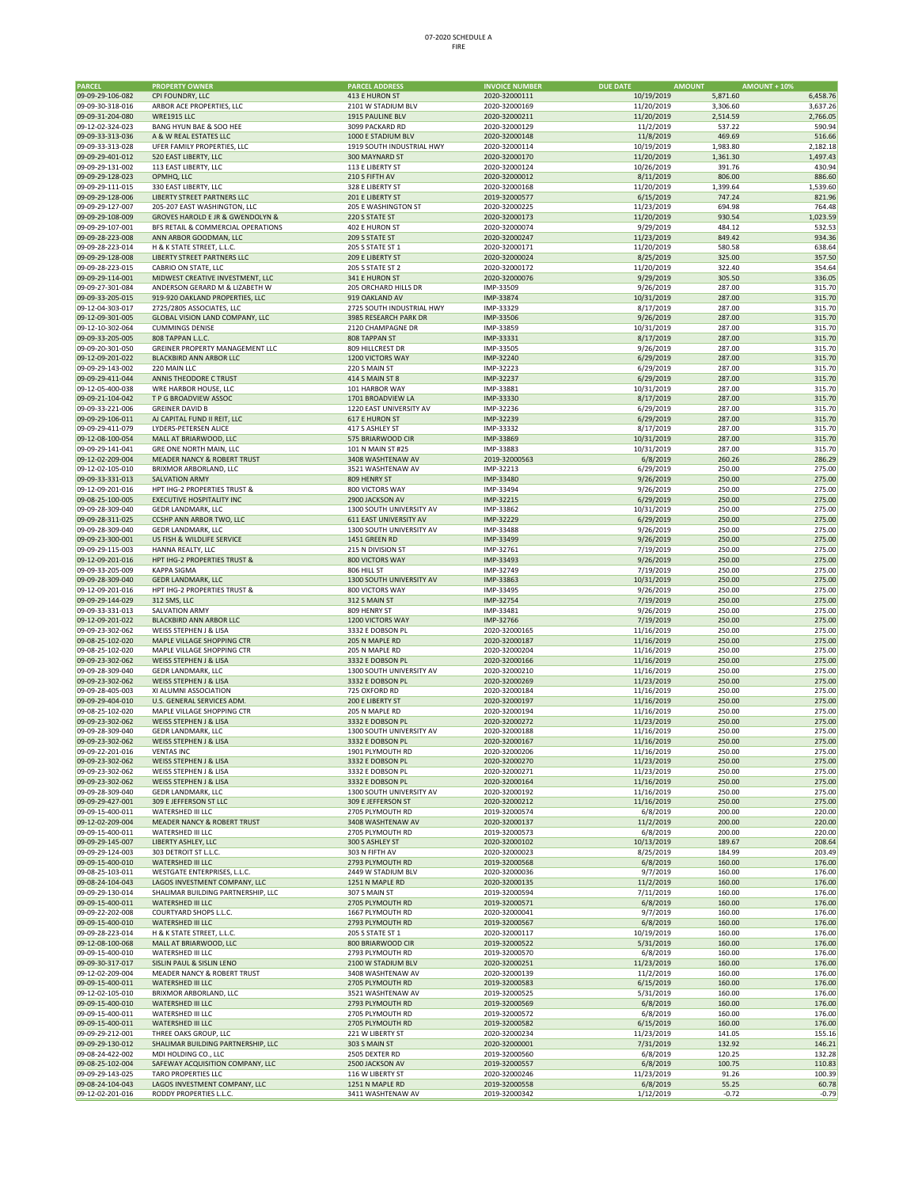# 07-2020 SCHEDULE A
## FIRE

| PARCEL | PROPERTY OWNER | PARCEL ADDRESS | INVOICE NUMBER | DUE DATE | AMOUNT | AMOUNT + 10% |
|---|---|---|---|---|---|---|
| 09-09-29-106-082 | CPI FOUNDRY, LLC | 413 E HURON ST | 2020-32000111 | 10/19/2019 | 5,871.60 | 6,458.76 |
| 09-09-30-318-016 | ARBOR ACE PROPERTIES, LLC | 2101 W STADIUM BLV | 2020-32000169 | 11/20/2019 | 3,306.60 | 3,637.26 |
| 09-09-31-204-080 | WRE1915 LLC | 1915 PAULINE BLV | 2020-32000211 | 11/20/2019 | 2,514.59 | 2,766.05 |
| 09-12-02-324-023 | BANG HYUN BAE & SOO HEE | 3099 PACKARD RD | 2020-32000129 | 11/2/2019 | 537.22 | 590.94 |
| 09-09-33-313-036 | A & W REAL ESTATES LLC | 1000 E STADIUM BLV | 2020-32000148 | 11/8/2019 | 469.69 | 516.66 |
| 09-09-33-313-028 | UFER FAMILY PROPERTIES, LLC | 1919 SOUTH INDUSTRIAL HWY | 2020-32000114 | 10/19/2019 | 1,983.80 | 2,182.18 |
| 09-09-29-401-012 | 520 EAST LIBERTY, LLC | 300 MAYNARD ST | 2020-32000170 | 11/20/2019 | 1,361.30 | 1,497.43 |
| 09-09-29-131-002 | 113 EAST LIBERTY, LLC | 113 E LIBERTY ST | 2020-32000124 | 10/26/2019 | 391.76 | 430.94 |
| 09-09-29-128-023 | OPMHQ, LLC | 210 S FIFTH AV | 2020-32000012 | 8/11/2019 | 806.00 | 886.60 |
| 09-09-29-111-015 | 330 EAST LIBERTY, LLC | 328 E LIBERTY ST | 2020-32000168 | 11/20/2019 | 1,399.64 | 1,539.60 |
| 09-09-29-128-006 | LIBERTY STREET PARTNERS LLC | 201 E LIBERTY ST | 2019-32000577 | 6/15/2019 | 747.24 | 821.96 |
| 09-09-29-127-007 | 205-207 EAST WASHINGTON, LLC | 205 E WASHINGTON ST | 2020-32000225 | 11/23/2019 | 694.98 | 764.48 |
| 09-09-29-108-009 | GROVES HAROLD E JR & GWENDOLYN & | 220 S STATE ST | 2020-32000173 | 11/20/2019 | 930.54 | 1,023.59 |
| 09-09-29-107-001 | BFS RETAIL & COMMERCIAL OPERATIONS | 402 E HURON ST | 2020-32000074 | 9/29/2019 | 484.12 | 532.53 |
| 09-09-28-223-008 | ANN ARBOR GOODMAN, LLC | 209 S STATE ST | 2020-32000247 | 11/23/2019 | 849.42 | 934.36 |
| 09-09-28-223-014 | H & K STATE STREET, L.L.C. | 205 S STATE ST 1 | 2020-32000171 | 11/20/2019 | 580.58 | 638.64 |
| 09-09-29-128-008 | LIBERTY STREET PARTNERS LLC | 209 E LIBERTY ST | 2020-32000024 | 8/25/2019 | 325.00 | 357.50 |
| 09-09-28-223-015 | CABRIO ON STATE, LLC | 205 S STATE ST 2 | 2020-32000172 | 11/20/2019 | 322.40 | 354.64 |
| 09-09-29-114-001 | MIDWEST CREATIVE INVESTMENT, LLC | 341 E HURON ST | 2020-32000076 | 9/29/2019 | 305.50 | 336.05 |
| 09-09-27-301-084 | ANDERSON GERARD M & LIZABETH W | 205 ORCHARD HILLS DR | IMP-33509 | 9/26/2019 | 287.00 | 315.70 |
| 09-09-33-205-015 | 919-920 OAKLAND PROPERTIES, LLC | 919 OAKLAND AV | IMP-33874 | 10/31/2019 | 287.00 | 315.70 |
| 09-12-04-303-017 | 2725/2805 ASSOCIATES, LLC | 2725 SOUTH INDUSTRIAL HWY | IMP-33329 | 8/17/2019 | 287.00 | 315.70 |
| 09-12-09-301-005 | GLOBAL VISION LAND COMPANY, LLC | 3985 RESEARCH PARK DR | IMP-33506 | 9/26/2019 | 287.00 | 315.70 |
| 09-12-10-302-064 | CUMMINGS DENISE | 2120 CHAMPAGNE DR | IMP-33859 | 10/31/2019 | 287.00 | 315.70 |
| 09-09-33-205-005 | 808 TAPPAN L.L.C. | 808 TAPPAN ST | IMP-33331 | 8/17/2019 | 287.00 | 315.70 |
| 09-09-20-301-050 | GREINER PROPERTY MANAGEMENT LLC | 809 HILLCREST DR | IMP-33505 | 9/26/2019 | 287.00 | 315.70 |
| 09-12-09-201-022 | BLACKBIRD ANN ARBOR LLC | 1200 VICTORS WAY | IMP-32240 | 6/29/2019 | 287.00 | 315.70 |
| 09-09-29-143-002 | 220 MAIN LLC | 220 S MAIN ST | IMP-32223 | 6/29/2019 | 287.00 | 315.70 |
| 09-09-29-411-044 | ANNIS THEODORE C TRUST | 414 S MAIN ST 8 | IMP-32237 | 6/29/2019 | 287.00 | 315.70 |
| 09-12-05-400-038 | WRE HARBOR HOUSE, LLC | 101 HARBOR WAY | IMP-33881 | 10/31/2019 | 287.00 | 315.70 |
| 09-09-21-104-042 | T P G BROADVIEW ASSOC | 1701 BROADVIEW LA | IMP-33330 | 8/17/2019 | 287.00 | 315.70 |
| 09-09-33-221-006 | GREINER DAVID B | 1220 EAST UNIVERSITY AV | IMP-32236 | 6/29/2019 | 287.00 | 315.70 |
| 09-09-29-106-011 | AJ CAPITAL FUND II REIT, LLC | 617 E HURON ST | IMP-32239 | 6/29/2019 | 287.00 | 315.70 |
| 09-09-29-411-079 | LYDERS-PETERSEN ALICE | 417 S ASHLEY ST | IMP-33332 | 8/17/2019 | 287.00 | 315.70 |
| 09-12-08-100-054 | MALL AT BRIARWOOD, LLC | 575 BRIARWOOD CIR | IMP-33869 | 10/31/2019 | 287.00 | 315.70 |
| 09-09-29-141-041 | GRE ONE NORTH MAIN, LLC | 101 N MAIN ST #25 | IMP-33883 | 10/31/2019 | 287.00 | 315.70 |
| 09-12-02-209-004 | MEADER NANCY & ROBERT TRUST | 3408 WASHTENAW AV | 2019-32000563 | 6/8/2019 | 260.26 | 286.29 |
| 09-12-02-105-010 | BRIXMOR ARBORLAND, LLC | 3521 WASHTENAW AV | IMP-32213 | 6/29/2019 | 250.00 | 275.00 |
| 09-09-33-331-013 | SALVATION ARMY | 809 HENRY ST | IMP-33480 | 9/26/2019 | 250.00 | 275.00 |
| 09-12-09-201-016 | HPT IHG-2 PROPERTIES TRUST & | 800 VICTORS WAY | IMP-33494 | 9/26/2019 | 250.00 | 275.00 |
| 09-08-25-100-005 | EXECUTIVE HOSPITALITY INC | 2900 JACKSON AV | IMP-32215 | 6/29/2019 | 250.00 | 275.00 |
| 09-09-28-309-040 | GEDR LANDMARK, LLC | 1300 SOUTH UNIVERSITY AV | IMP-33862 | 10/31/2019 | 250.00 | 275.00 |
| 09-09-28-311-025 | CCSHP ANN ARBOR TWO, LLC | 611 EAST UNIVERSITY AV | IMP-32229 | 6/29/2019 | 250.00 | 275.00 |
| 09-09-28-309-040 | GEDR LANDMARK, LLC | 1300 SOUTH UNIVERSITY AV | IMP-33488 | 9/26/2019 | 250.00 | 275.00 |
| 09-09-23-300-001 | US FISH & WILDLIFE SERVICE | 1451 GREEN RD | IMP-33499 | 9/26/2019 | 250.00 | 275.00 |
| 09-09-29-115-003 | HANNA REALTY, LLC | 215 N DIVISION ST | IMP-32761 | 7/19/2019 | 250.00 | 275.00 |
| 09-12-09-201-016 | HPT IHG-2 PROPERTIES TRUST & | 800 VICTORS WAY | IMP-33493 | 9/26/2019 | 250.00 | 275.00 |
| 09-09-33-205-009 | KAPPA SIGMA | 806 HILL ST | IMP-32749 | 7/19/2019 | 250.00 | 275.00 |
| 09-09-28-309-040 | GEDR LANDMARK, LLC | 1300 SOUTH UNIVERSITY AV | IMP-33863 | 10/31/2019 | 250.00 | 275.00 |
| 09-12-09-201-016 | HPT IHG-2 PROPERTIES TRUST & | 800 VICTORS WAY | IMP-33495 | 9/26/2019 | 250.00 | 275.00 |
| 09-09-29-144-029 | 312 SMS, LLC | 312 S MAIN ST | IMP-32754 | 7/19/2019 | 250.00 | 275.00 |
| 09-09-33-331-013 | SALVATION ARMY | 809 HENRY ST | IMP-33481 | 9/26/2019 | 250.00 | 275.00 |
| 09-12-09-201-022 | BLACKBIRD ANN ARBOR LLC | 1200 VICTORS WAY | IMP-32766 | 7/19/2019 | 250.00 | 275.00 |
| 09-09-23-302-062 | WEISS STEPHEN J & LISA | 3332 E DOBSON PL | 2020-32000165 | 11/16/2019 | 250.00 | 275.00 |
| 09-08-25-102-020 | MAPLE VILLAGE SHOPPING CTR | 205 N MAPLE RD | 2020-32000187 | 11/16/2019 | 250.00 | 275.00 |
| 09-08-25-102-020 | MAPLE VILLAGE SHOPPING CTR | 205 N MAPLE RD | 2020-32000204 | 11/16/2019 | 250.00 | 275.00 |
| 09-09-23-302-062 | WEISS STEPHEN J & LISA | 3332 E DOBSON PL | 2020-32000166 | 11/16/2019 | 250.00 | 275.00 |
| 09-09-28-309-040 | GEDR LANDMARK, LLC | 1300 SOUTH UNIVERSITY AV | 2020-32000210 | 11/16/2019 | 250.00 | 275.00 |
| 09-09-23-302-062 | WEISS STEPHEN J & LISA | 3332 E DOBSON PL | 2020-32000269 | 11/23/2019 | 250.00 | 275.00 |
| 09-09-28-405-003 | XI ALUMNI ASSOCIATION | 725 OXFORD RD | 2020-32000184 | 11/16/2019 | 250.00 | 275.00 |
| 09-09-29-404-010 | U.S. GENERAL SERVICES ADM. | 200 E LIBERTY ST | 2020-32000197 | 11/16/2019 | 250.00 | 275.00 |
| 09-08-25-102-020 | MAPLE VILLAGE SHOPPING CTR | 205 N MAPLE RD | 2020-32000194 | 11/16/2019 | 250.00 | 275.00 |
| 09-09-23-302-062 | WEISS STEPHEN J & LISA | 3332 E DOBSON PL | 2020-32000272 | 11/23/2019 | 250.00 | 275.00 |
| 09-09-28-309-040 | GEDR LANDMARK, LLC | 1300 SOUTH UNIVERSITY AV | 2020-32000188 | 11/16/2019 | 250.00 | 275.00 |
| 09-09-23-302-062 | WEISS STEPHEN J & LISA | 3332 E DOBSON PL | 2020-32000167 | 11/16/2019 | 250.00 | 275.00 |
| 09-09-22-201-016 | VENTAS INC | 1901 PLYMOUTH RD | 2020-32000206 | 11/16/2019 | 250.00 | 275.00 |
| 09-09-23-302-062 | WEISS STEPHEN J & LISA | 3332 E DOBSON PL | 2020-32000270 | 11/23/2019 | 250.00 | 275.00 |
| 09-09-23-302-062 | WEISS STEPHEN J & LISA | 3332 E DOBSON PL | 2020-32000271 | 11/23/2019 | 250.00 | 275.00 |
| 09-09-23-302-062 | WEISS STEPHEN J & LISA | 3332 E DOBSON PL | 2020-32000164 | 11/16/2019 | 250.00 | 275.00 |
| 09-09-28-309-040 | GEDR LANDMARK, LLC | 1300 SOUTH UNIVERSITY AV | 2020-32000192 | 11/16/2019 | 250.00 | 275.00 |
| 09-09-29-427-001 | 309 E JEFFERSON ST LLC | 309 E JEFFERSON ST | 2020-32000212 | 11/16/2019 | 250.00 | 275.00 |
| 09-09-15-400-011 | WATERSHED III LLC | 2705 PLYMOUTH RD | 2019-32000574 | 6/8/2019 | 200.00 | 220.00 |
| 09-12-02-209-004 | MEADER NANCY & ROBERT TRUST | 3408 WASHTENAW AV | 2020-32000137 | 11/2/2019 | 200.00 | 220.00 |
| 09-09-15-400-011 | WATERSHED III LLC | 2705 PLYMOUTH RD | 2019-32000573 | 6/8/2019 | 200.00 | 220.00 |
| 09-09-29-145-007 | LIBERTY ASHLEY, LLC | 300 S ASHLEY ST | 2020-32000102 | 10/13/2019 | 189.67 | 208.64 |
| 09-09-29-124-003 | 303 DETROIT ST L.L.C. | 303 N FIFTH AV | 2020-32000023 | 8/25/2019 | 184.99 | 203.49 |
| 09-09-15-400-010 | WATERSHED III LLC | 2793 PLYMOUTH RD | 2019-32000568 | 6/8/2019 | 160.00 | 176.00 |
| 09-08-25-103-011 | WESTGATE ENTERPRISES, L.L.C. | 2449 W STADIUM BLV | 2020-32000036 | 9/7/2019 | 160.00 | 176.00 |
| 09-08-24-104-043 | LAGOS INVESTMENT COMPANY, LLC | 1251 N MAPLE RD | 2020-32000135 | 11/2/2019 | 160.00 | 176.00 |
| 09-09-29-130-014 | SHALIMAR BUILDING PARTNERSHIP, LLC | 307 S MAIN ST | 2019-32000594 | 7/11/2019 | 160.00 | 176.00 |
| 09-09-15-400-011 | WATERSHED III LLC | 2705 PLYMOUTH RD | 2019-32000571 | 6/8/2019 | 160.00 | 176.00 |
| 09-09-22-202-008 | COURTYARD SHOPS L.L.C. | 1667 PLYMOUTH RD | 2020-32000041 | 9/7/2019 | 160.00 | 176.00 |
| 09-09-15-400-010 | WATERSHED III LLC | 2793 PLYMOUTH RD | 2019-32000567 | 6/8/2019 | 160.00 | 176.00 |
| 09-09-28-223-014 | H & K STATE STREET, L.L.C. | 205 S STATE ST 1 | 2020-32000117 | 10/19/2019 | 160.00 | 176.00 |
| 09-12-08-100-068 | MALL AT BRIARWOOD, LLC | 800 BRIARWOOD CIR | 2019-32000522 | 5/31/2019 | 160.00 | 176.00 |
| 09-09-15-400-010 | WATERSHED III LLC | 2793 PLYMOUTH RD | 2019-32000570 | 6/8/2019 | 160.00 | 176.00 |
| 09-09-30-317-017 | SISLIN PAUL & SISLIN LENO | 2100 W STADIUM BLV | 2020-32000251 | 11/23/2019 | 160.00 | 176.00 |
| 09-12-02-209-004 | MEADER NANCY & ROBERT TRUST | 3408 WASHTENAW AV | 2020-32000139 | 11/2/2019 | 160.00 | 176.00 |
| 09-09-15-400-011 | WATERSHED III LLC | 2705 PLYMOUTH RD | 2019-32000583 | 6/15/2019 | 160.00 | 176.00 |
| 09-12-02-105-010 | BRIXMOR ARBORLAND, LLC | 3521 WASHTENAW AV | 2019-32000525 | 5/31/2019 | 160.00 | 176.00 |
| 09-09-15-400-010 | WATERSHED III LLC | 2793 PLYMOUTH RD | 2019-32000569 | 6/8/2019 | 160.00 | 176.00 |
| 09-09-15-400-011 | WATERSHED III LLC | 2705 PLYMOUTH RD | 2019-32000572 | 6/8/2019 | 160.00 | 176.00 |
| 09-09-15-400-011 | WATERSHED III LLC | 2705 PLYMOUTH RD | 2019-32000582 | 6/15/2019 | 160.00 | 176.00 |
| 09-09-29-212-001 | THREE OAKS GROUP, LLC | 221 W LIBERTY ST | 2020-32000234 | 11/23/2019 | 141.05 | 155.16 |
| 09-09-29-130-012 | SHALIMAR BUILDING PARTNERSHIP, LLC | 303 S MAIN ST | 2020-32000001 | 7/31/2019 | 132.92 | 146.21 |
| 09-08-24-422-002 | MDI HOLDING CO., LLC | 2505 DEXTER RD | 2019-32000560 | 6/8/2019 | 120.25 | 132.28 |
| 09-08-25-102-004 | SAFEWAY ACQUISITION COMPANY, LLC | 2500 JACKSON AV | 2019-32000557 | 6/8/2019 | 100.75 | 110.83 |
| 09-09-29-143-025 | TARO PROPERTIES LLC | 116 W LIBERTY ST | 2020-32000246 | 11/23/2019 | 91.26 | 100.39 |
| 09-08-24-104-043 | LAGOS INVESTMENT COMPANY, LLC | 1251 N MAPLE RD | 2019-32000558 | 6/8/2019 | 55.25 | 60.78 |
| 09-12-02-201-016 | RODDY PROPERTIES L.L.C. | 3411 WASHTENAW AV | 2019-32000342 | 1/12/2019 | -0.72 | -0.79 |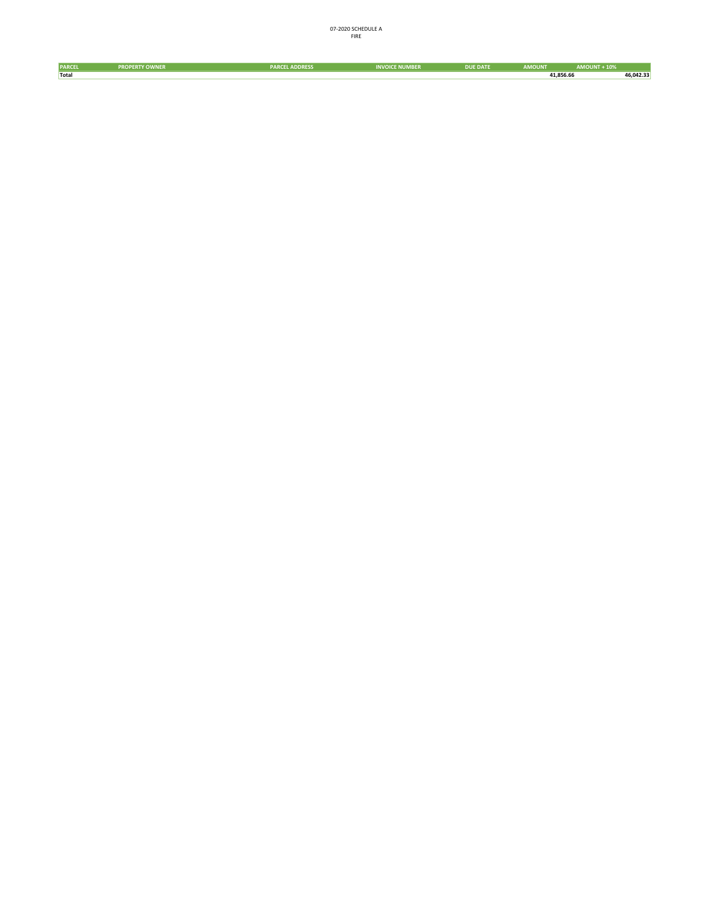07-2020 SCHEDULE A
FIRE

| PARCEL | PROPERTY OWNER | PARCEL ADDRESS | INVOICE NUMBER | DUE DATE | AMOUNT | AMOUNT + 10% |
|---|---|---|---|---|---|---|
| **Total** | | | | | **41,856.66** | **46,042.33** |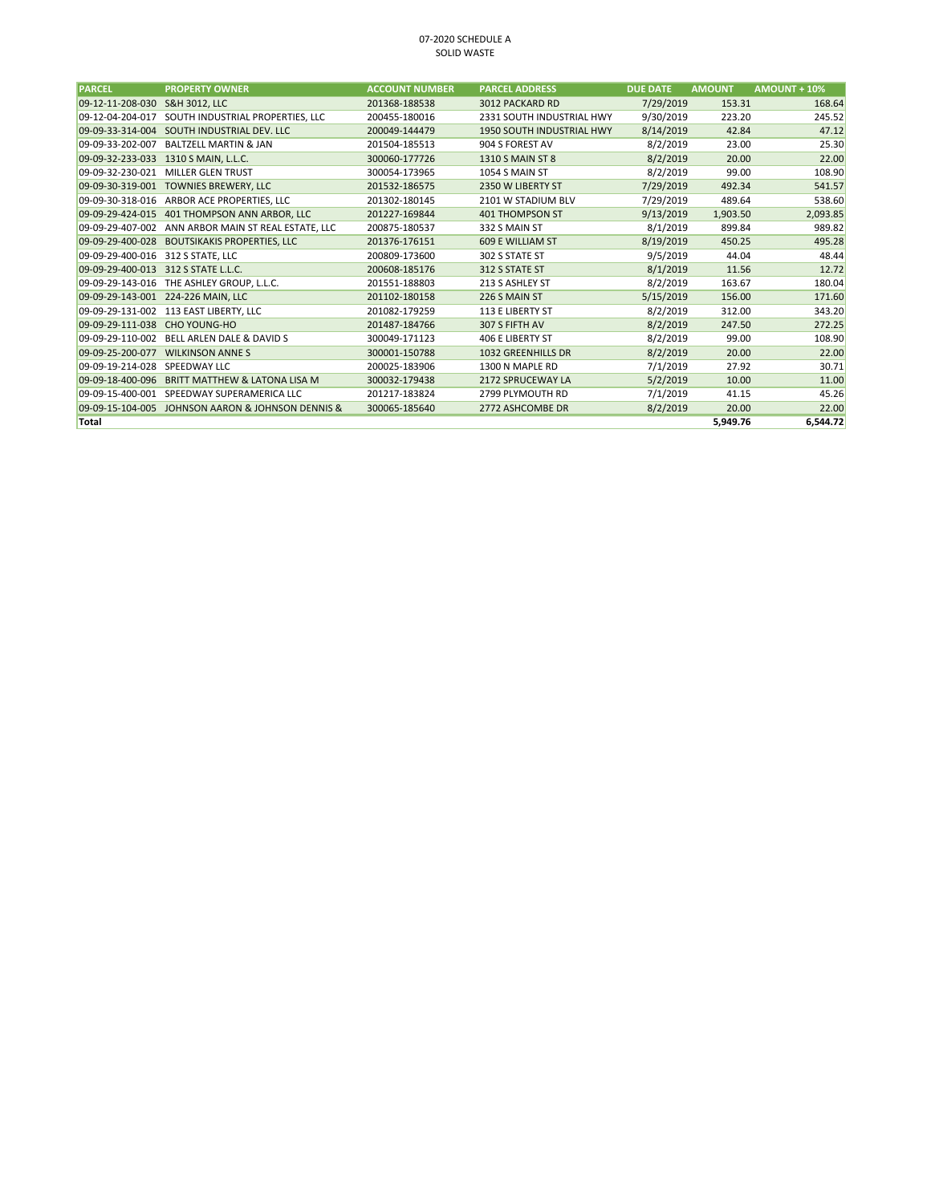07-2020 SCHEDULE A
SOLID WASTE

| PARCEL | PROPERTY OWNER | ACCOUNT NUMBER | PARCEL ADDRESS | DUE DATE | AMOUNT | AMOUNT + 10% |
|---|---|---|---|---|---|---|
| 09-12-11-208-030 | S&H 3012, LLC | 201368-188538 | 3012 PACKARD RD | 7/29/2019 | 153.31 | 168.64 |
| 09-12-04-204-017 | SOUTH INDUSTRIAL PROPERTIES, LLC | 200455-180016 | 2331 SOUTH INDUSTRIAL HWY | 9/30/2019 | 223.20 | 245.52 |
| 09-09-33-314-004 | SOUTH INDUSTRIAL DEV. LLC | 200049-144479 | 1950 SOUTH INDUSTRIAL HWY | 8/14/2019 | 42.84 | 47.12 |
| 09-09-33-202-007 | BALTZELL MARTIN & JAN | 201504-185513 | 904 S FOREST AV | 8/2/2019 | 23.00 | 25.30 |
| 09-09-32-233-033 | 1310 S MAIN, L.L.C. | 300060-177726 | 1310 S MAIN ST 8 | 8/2/2019 | 20.00 | 22.00 |
| 09-09-32-230-021 | MILLER GLEN TRUST | 300054-173965 | 1054 S MAIN ST | 8/2/2019 | 99.00 | 108.90 |
| 09-09-30-319-001 | TOWNIES BREWERY, LLC | 201532-186575 | 2350 W LIBERTY ST | 7/29/2019 | 492.34 | 541.57 |
| 09-09-30-318-016 | ARBOR ACE PROPERTIES, LLC | 201302-180145 | 2101 W STADIUM BLV | 7/29/2019 | 489.64 | 538.60 |
| 09-09-29-424-015 | 401 THOMPSON ANN ARBOR, LLC | 201227-169844 | 401 THOMPSON ST | 9/13/2019 | 1,903.50 | 2,093.85 |
| 09-09-29-407-002 | ANN ARBOR MAIN ST REAL ESTATE, LLC | 200875-180537 | 332 S MAIN ST | 8/1/2019 | 899.84 | 989.82 |
| 09-09-29-400-028 | BOUTSIKAKIS PROPERTIES, LLC | 201376-176151 | 609 E WILLIAM ST | 8/19/2019 | 450.25 | 495.28 |
| 09-09-29-400-016 | 312 S STATE, LLC | 200809-173600 | 302 S STATE ST | 9/5/2019 | 44.04 | 48.44 |
| 09-09-29-400-013 | 312 S STATE L.L.C. | 200608-185176 | 312 S STATE ST | 8/1/2019 | 11.56 | 12.72 |
| 09-09-29-143-016 | THE ASHLEY GROUP, L.L.C. | 201551-188803 | 213 S ASHLEY ST | 8/2/2019 | 163.67 | 180.04 |
| 09-09-29-143-001 | 224-226 MAIN, LLC | 201102-180158 | 226 S MAIN ST | 5/15/2019 | 156.00 | 171.60 |
| 09-09-29-131-002 | 113 EAST LIBERTY, LLC | 201082-179259 | 113 E LIBERTY ST | 8/2/2019 | 312.00 | 343.20 |
| 09-09-29-111-038 | CHO YOUNG-HO | 201487-184766 | 307 S FIFTH AV | 8/2/2019 | 247.50 | 272.25 |
| 09-09-29-110-002 | BELL ARLEN DALE & DAVID S | 300049-171123 | 406 E LIBERTY ST | 8/2/2019 | 99.00 | 108.90 |
| 09-09-25-200-077 | WILKINSON ANNE S | 300001-150788 | 1032 GREENHILLS DR | 8/2/2019 | 20.00 | 22.00 |
| 09-09-19-214-028 | SPEEDWAY LLC | 200025-183906 | 1300 N MAPLE RD | 7/1/2019 | 27.92 | 30.71 |
| 09-09-18-400-096 | BRITT MATTHEW & LATONA LISA M | 300032-179438 | 2172 SPRUCEWAY LA | 5/2/2019 | 10.00 | 11.00 |
| 09-09-15-400-001 | SPEEDWAY SUPERAMERICA LLC | 201217-183824 | 2799 PLYMOUTH RD | 7/1/2019 | 41.15 | 45.26 |
| 09-09-15-104-005 | JOHNSON AARON & JOHNSON DENNIS & | 300065-185640 | 2772 ASHCOMBE DR | 8/2/2019 | 20.00 | 22.00 |
| **Total** | | | | | **5,949.76** | **6,544.72** |